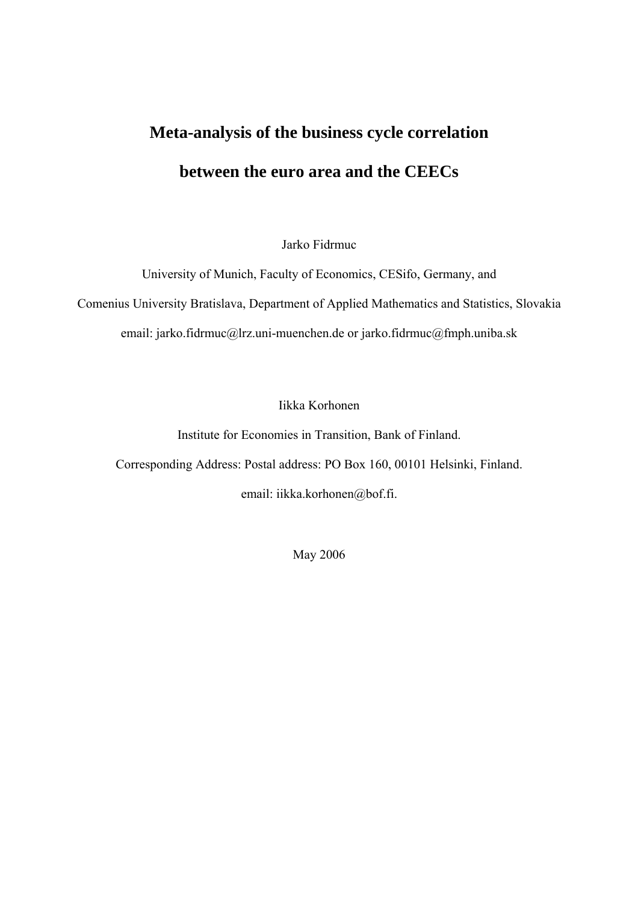# Meta-analysis of the business cycle correlation between the euro area and the CEECs

Jarko Fidrmuc

University of Munich, Faculty of Economics, CESifo, Germany, and

Comenius University Bratislava, Department of Applied Mathematics and Statistics, Slovakia

email: jarko.fidrmuc@lrz.uni-muenchen.de or jarko.fidrmuc@fmph.uniba.sk

Iikka Korhonen

Institute for Economies in Transition, Bank of Finland.

Corresponding Address: Postal address: PO Box 160, 00101 Helsinki, Finland.

email: iikka.korhonen@bof.fi.

May 2006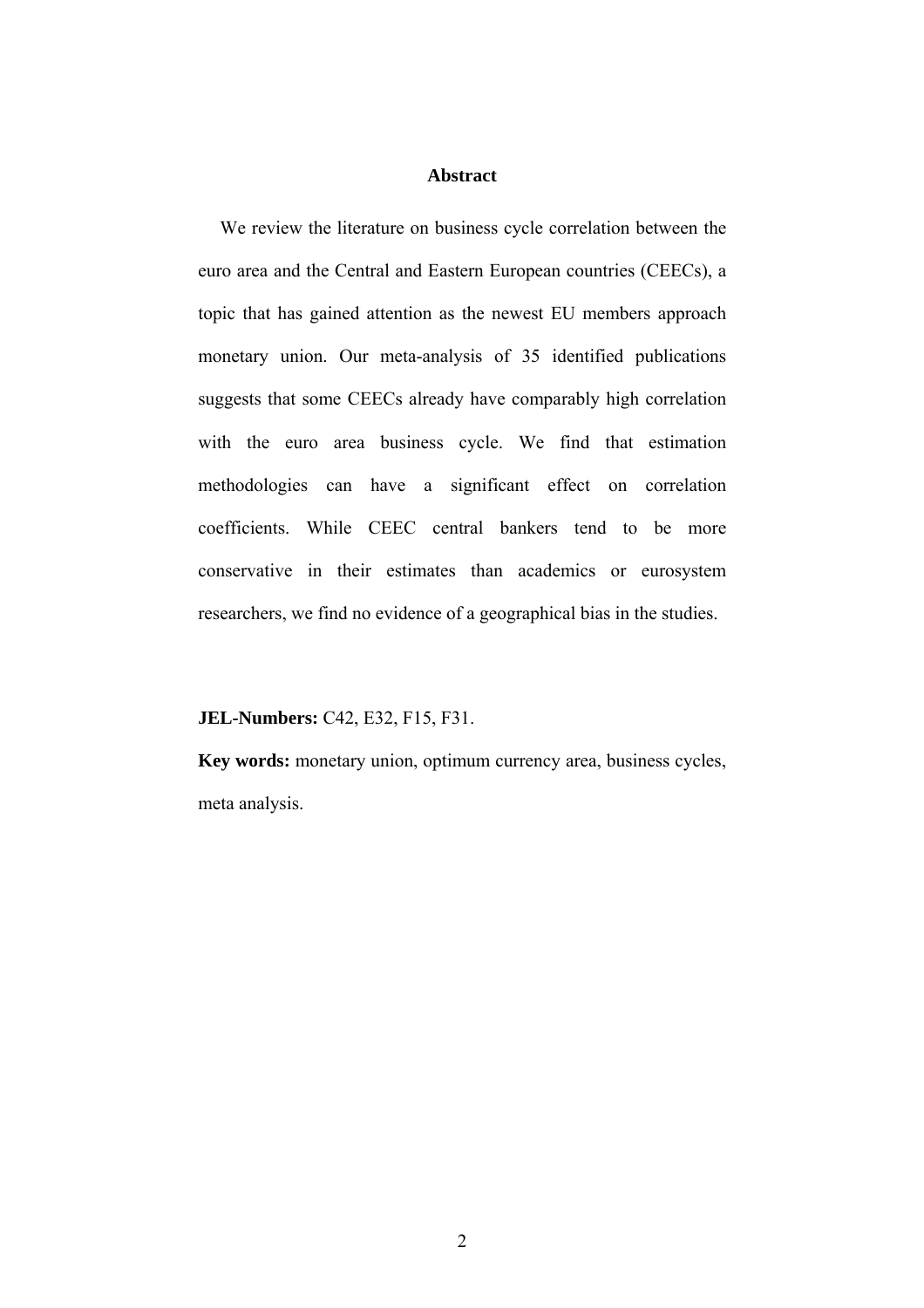## Abstract

We review the literature on business cycle correlation between the euro area and the Central and Eastern European countries (CEECs), a topic that has gained attention as the newest EU members approach monetary union. Our meta-analysis of 35 identified publications suggests that some CEECs already have comparably high correlation with the euro area business cycle. We find that estimation methodologies can have a significant effect on correlation coefficients. While CEEC central bankers tend to be more conservative in their estimates than academics or eurosystem researchers, we find no evidence of a geographical bias in the studies.

**JEL-Numbers:** C42, E32, F15, F31.

**Key words:** monetary union, optimum currency area, business cycles, meta analysis.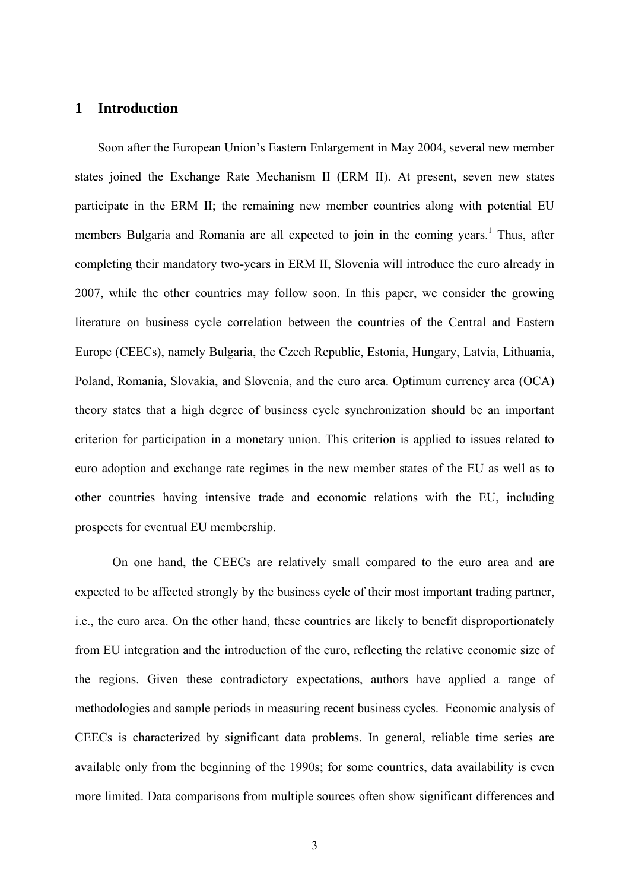# 1 Introduction

Soon after the European Union's Eastern Enlargement in May 2004, several new member states joined the Exchange Rate Mechanism II (ERM II). At present, seven new states participate in the ERM II; the remaining new member countries along with potential EU members Bulgaria and Romania are all expected to join in the coming years.[1] Thus, after completing their mandatory two-years in ERM II, Slovenia will introduce the euro already in 2007, while the other countries may follow soon. In this paper, we consider the growing literature on business cycle correlation between the countries of the Central and Eastern Europe (CEECs), namely Bulgaria, the Czech Republic, Estonia, Hungary, Latvia, Lithuania, Poland, Romania, Slovakia, and Slovenia, and the euro area. Optimum currency area (OCA) theory states that a high degree of business cycle synchronization should be an important criterion for participation in a monetary union. This criterion is applied to issues related to euro adoption and exchange rate regimes in the new member states of the EU as well as to other countries having intensive trade and economic relations with the EU, including prospects for eventual EU membership.

On one hand, the CEECs are relatively small compared to the euro area and are expected to be affected strongly by the business cycle of their most important trading partner, i.e., the euro area. On the other hand, these countries are likely to benefit disproportionately from EU integration and the introduction of the euro, reflecting the relative economic size of the regions. Given these contradictory expectations, authors have applied a range of methodologies and sample periods in measuring recent business cycles. Economic analysis of CEECs is characterized by significant data problems. In general, reliable time series are available only from the beginning of the 1990s; for some countries, data availability is even more limited. Data comparisons from multiple sources often show significant differences and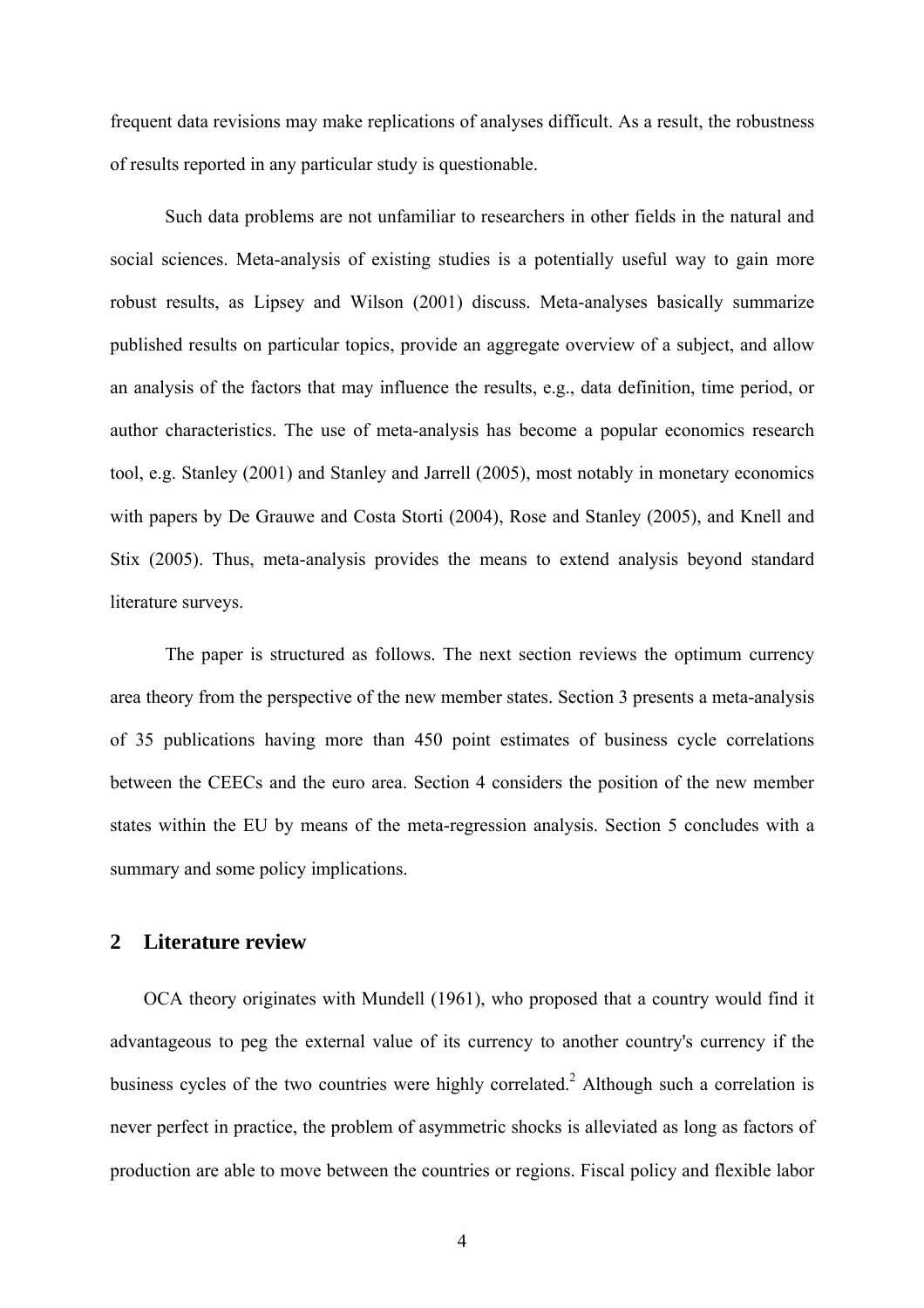frequent data revisions may make replications of analyses difficult. As a result, the robustness of results reported in any particular study is questionable.

Such data problems are not unfamiliar to researchers in other fields in the natural and social sciences. Meta-analysis of existing studies is a potentially useful way to gain more robust results, as Lipsey and Wilson (2001) discuss. Meta-analyses basically summarize published results on particular topics, provide an aggregate overview of a subject, and allow an analysis of the factors that may influence the results, e.g., data definition, time period, or author characteristics. The use of meta-analysis has become a popular economics research tool, e.g. Stanley (2001) and Stanley and Jarrell (2005), most notably in monetary economics with papers by De Grauwe and Costa Storti (2004), Rose and Stanley (2005), and Knell and Stix (2005). Thus, meta-analysis provides the means to extend analysis beyond standard literature surveys.

The paper is structured as follows. The next section reviews the optimum currency area theory from the perspective of the new member states. Section 3 presents a meta-analysis of 35 publications having more than 450 point estimates of business cycle correlations between the CEECs and the euro area. Section 4 considers the position of the new member states within the EU by means of the meta-regression analysis. Section 5 concludes with a summary and some policy implications.

## 2 Literature review

OCA theory originates with Mundell (1961), who proposed that a country would find it advantageous to peg the external value of its currency to another country's currency if the business cycles of the two countries were highly correlated.[2] Although such a correlation is never perfect in practice, the problem of asymmetric shocks is alleviated as long as factors of production are able to move between the countries or regions. Fiscal policy and flexible labor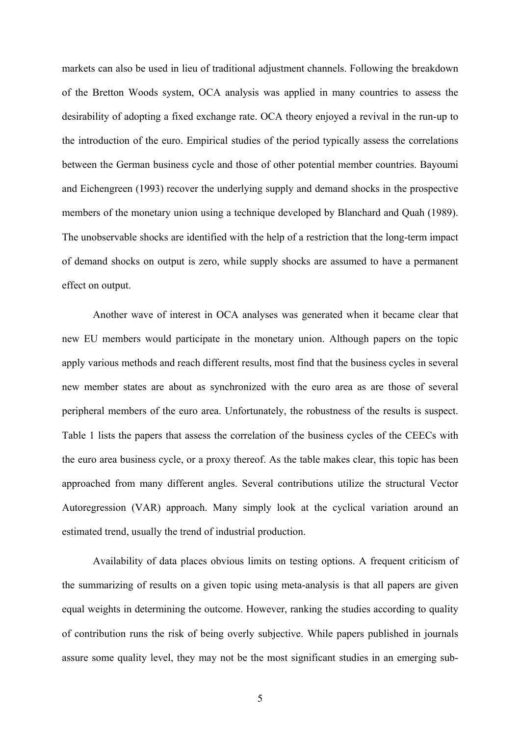markets can also be used in lieu of traditional adjustment channels. Following the breakdown of the Bretton Woods system, OCA analysis was applied in many countries to assess the desirability of adopting a fixed exchange rate. OCA theory enjoyed a revival in the run-up to the introduction of the euro. Empirical studies of the period typically assess the correlations between the German business cycle and those of other potential member countries. Bayoumi and Eichengreen (1993) recover the underlying supply and demand shocks in the prospective members of the monetary union using a technique developed by Blanchard and Quah (1989). The unobservable shocks are identified with the help of a restriction that the long-term impact of demand shocks on output is zero, while supply shocks are assumed to have a permanent effect on output.

Another wave of interest in OCA analyses was generated when it became clear that new EU members would participate in the monetary union. Although papers on the topic apply various methods and reach different results, most find that the business cycles in several new member states are about as synchronized with the euro area as are those of several peripheral members of the euro area. Unfortunately, the robustness of the results is suspect. Table 1 lists the papers that assess the correlation of the business cycles of the CEECs with the euro area business cycle, or a proxy thereof. As the table makes clear, this topic has been approached from many different angles. Several contributions utilize the structural Vector Autoregression (VAR) approach. Many simply look at the cyclical variation around an estimated trend, usually the trend of industrial production.

Availability of data places obvious limits on testing options. A frequent criticism of the summarizing of results on a given topic using meta-analysis is that all papers are given equal weights in determining the outcome. However, ranking the studies according to quality of contribution runs the risk of being overly subjective. While papers published in journals assure some quality level, they may not be the most significant studies in an emerging sub-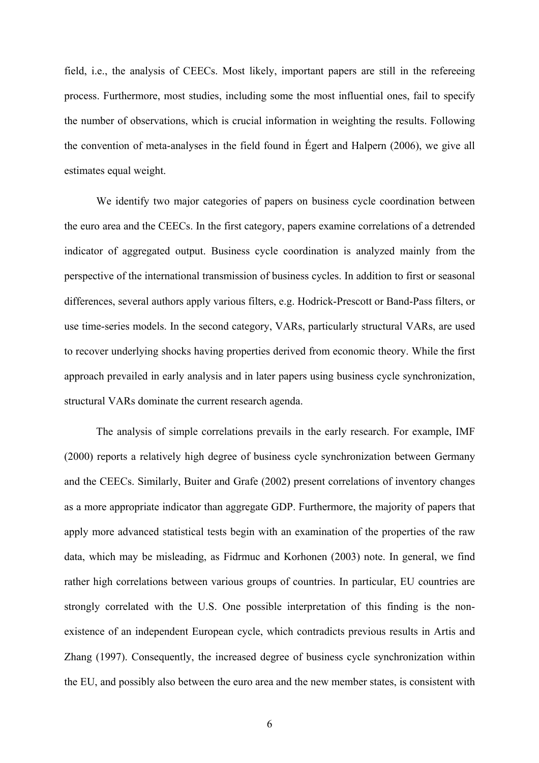field, i.e., the analysis of CEECs. Most likely, important papers are still in the refereeing process. Furthermore, most studies, including some the most influential ones, fail to specify the number of observations, which is crucial information in weighting the results. Following the convention of meta-analyses in the field found in Égert and Halpern (2006), we give all estimates equal weight.

We identify two major categories of papers on business cycle coordination between the euro area and the CEECs. In the first category, papers examine correlations of a detrended indicator of aggregated output. Business cycle coordination is analyzed mainly from the perspective of the international transmission of business cycles. In addition to first or seasonal differences, several authors apply various filters, e.g. Hodrick-Prescott or Band-Pass filters, or use time-series models. In the second category, VARs, particularly structural VARs, are used to recover underlying shocks having properties derived from economic theory. While the first approach prevailed in early analysis and in later papers using business cycle synchronization, structural VARs dominate the current research agenda.

The analysis of simple correlations prevails in the early research. For example, IMF (2000) reports a relatively high degree of business cycle synchronization between Germany and the CEECs. Similarly, Buiter and Grafe (2002) present correlations of inventory changes as a more appropriate indicator than aggregate GDP. Furthermore, the majority of papers that apply more advanced statistical tests begin with an examination of the properties of the raw data, which may be misleading, as Fidrmuc and Korhonen (2003) note. In general, we find rather high correlations between various groups of countries. In particular, EU countries are strongly correlated with the U.S. One possible interpretation of this finding is the non-existence of an independent European cycle, which contradicts previous results in Artis and Zhang (1997). Consequently, the increased degree of business cycle synchronization within the EU, and possibly also between the euro area and the new member states, is consistent with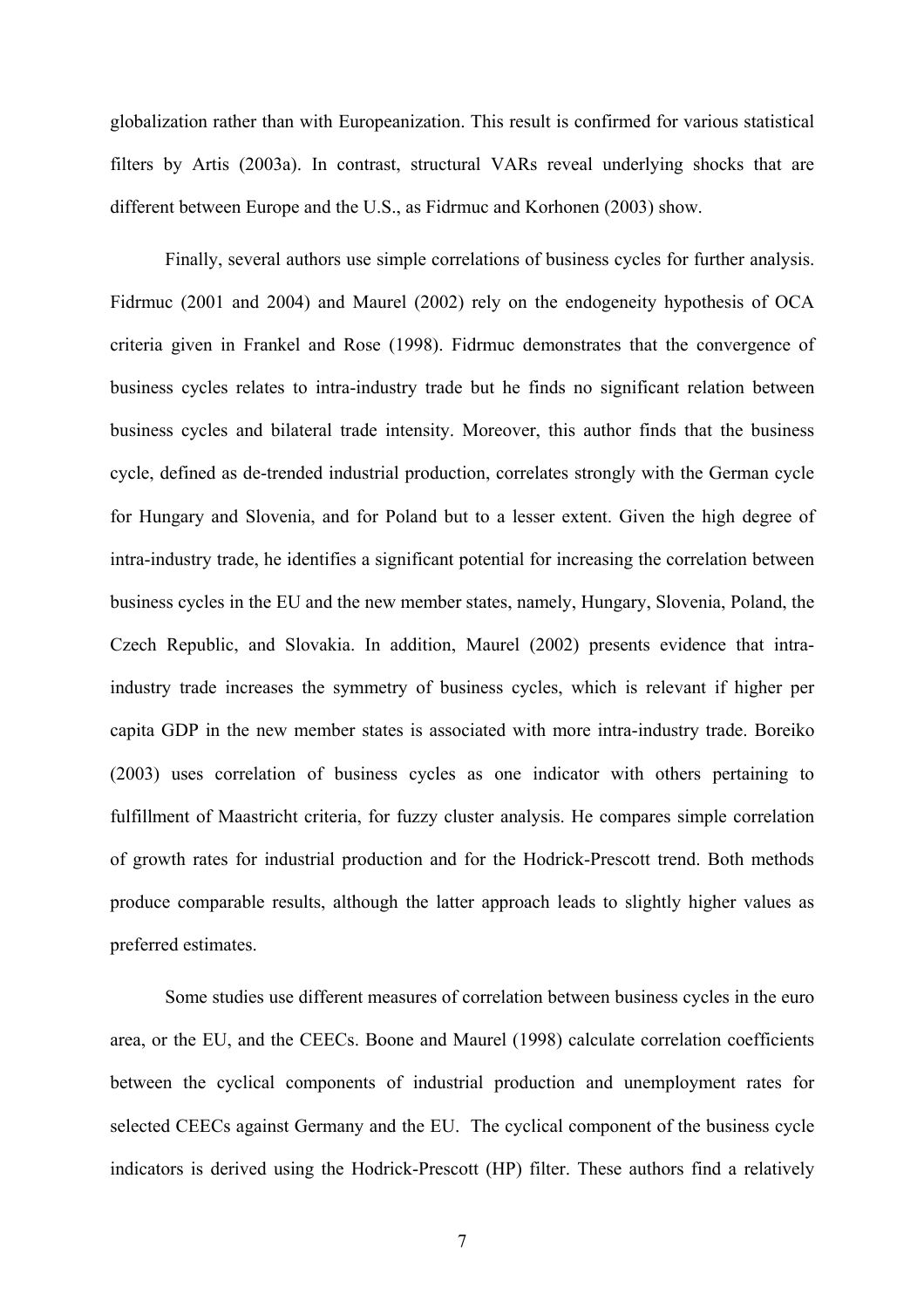globalization rather than with Europeanization. This result is confirmed for various statistical filters by Artis (2003a). In contrast, structural VARs reveal underlying shocks that are different between Europe and the U.S., as Fidrmuc and Korhonen (2003) show.

Finally, several authors use simple correlations of business cycles for further analysis. Fidrmuc (2001 and 2004) and Maurel (2002) rely on the endogeneity hypothesis of OCA criteria given in Frankel and Rose (1998). Fidrmuc demonstrates that the convergence of business cycles relates to intra-industry trade but he finds no significant relation between business cycles and bilateral trade intensity. Moreover, this author finds that the business cycle, defined as de-trended industrial production, correlates strongly with the German cycle for Hungary and Slovenia, and for Poland but to a lesser extent. Given the high degree of intra-industry trade, he identifies a significant potential for increasing the correlation between business cycles in the EU and the new member states, namely, Hungary, Slovenia, Poland, the Czech Republic, and Slovakia. In addition, Maurel (2002) presents evidence that intra-industry trade increases the symmetry of business cycles, which is relevant if higher per capita GDP in the new member states is associated with more intra-industry trade. Boreiko (2003) uses correlation of business cycles as one indicator with others pertaining to fulfillment of Maastricht criteria, for fuzzy cluster analysis. He compares simple correlation of growth rates for industrial production and for the Hodrick-Prescott trend. Both methods produce comparable results, although the latter approach leads to slightly higher values as preferred estimates.

Some studies use different measures of correlation between business cycles in the euro area, or the EU, and the CEECs. Boone and Maurel (1998) calculate correlation coefficients between the cyclical components of industrial production and unemployment rates for selected CEECs against Germany and the EU. The cyclical component of the business cycle indicators is derived using the Hodrick-Prescott (HP) filter. These authors find a relatively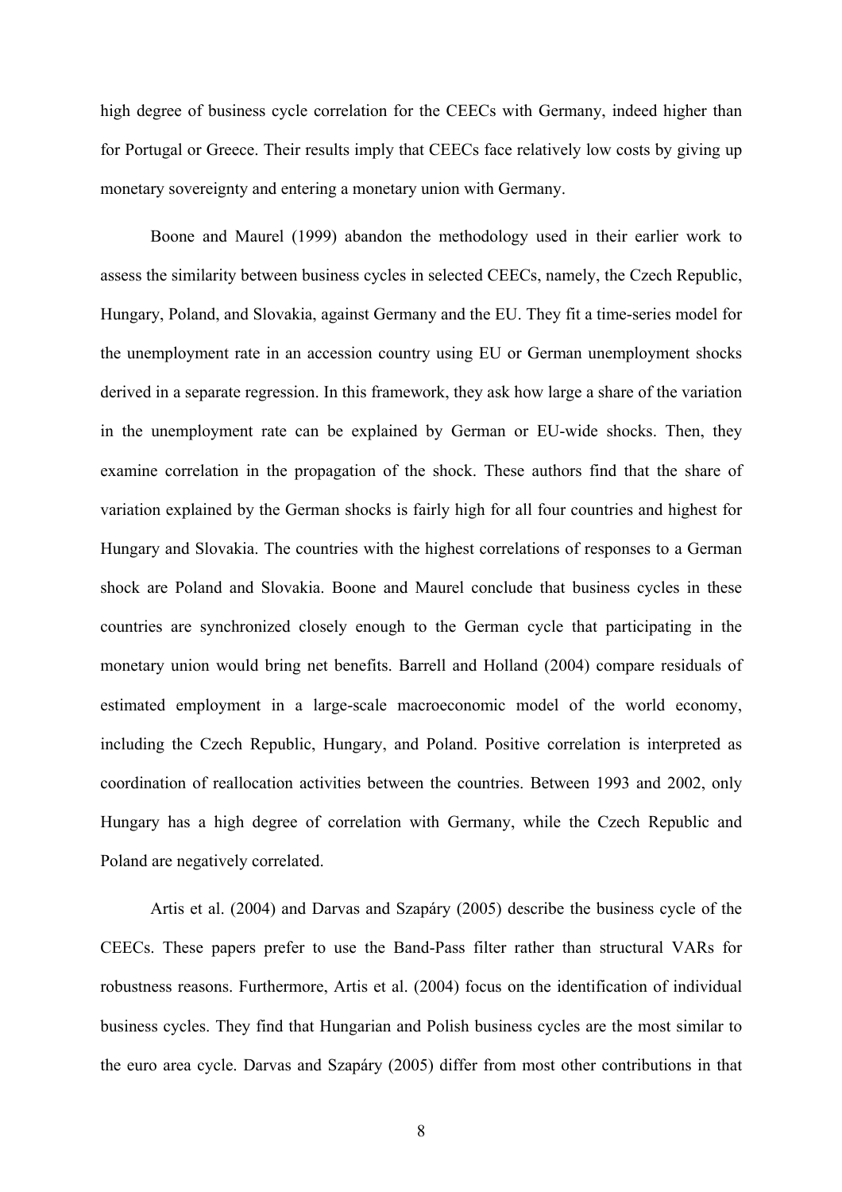high degree of business cycle correlation for the CEECs with Germany, indeed higher than for Portugal or Greece. Their results imply that CEECs face relatively low costs by giving up monetary sovereignty and entering a monetary union with Germany.

Boone and Maurel (1999) abandon the methodology used in their earlier work to assess the similarity between business cycles in selected CEECs, namely, the Czech Republic, Hungary, Poland, and Slovakia, against Germany and the EU. They fit a time-series model for the unemployment rate in an accession country using EU or German unemployment shocks derived in a separate regression. In this framework, they ask how large a share of the variation in the unemployment rate can be explained by German or EU-wide shocks. Then, they examine correlation in the propagation of the shock. These authors find that the share of variation explained by the German shocks is fairly high for all four countries and highest for Hungary and Slovakia. The countries with the highest correlations of responses to a German shock are Poland and Slovakia. Boone and Maurel conclude that business cycles in these countries are synchronized closely enough to the German cycle that participating in the monetary union would bring net benefits. Barrell and Holland (2004) compare residuals of estimated employment in a large-scale macroeconomic model of the world economy, including the Czech Republic, Hungary, and Poland. Positive correlation is interpreted as coordination of reallocation activities between the countries. Between 1993 and 2002, only Hungary has a high degree of correlation with Germany, while the Czech Republic and Poland are negatively correlated.

Artis et al. (2004) and Darvas and Szapáry (2005) describe the business cycle of the CEECs. These papers prefer to use the Band-Pass filter rather than structural VARs for robustness reasons. Furthermore, Artis et al. (2004) focus on the identification of individual business cycles. They find that Hungarian and Polish business cycles are the most similar to the euro area cycle. Darvas and Szapáry (2005) differ from most other contributions in that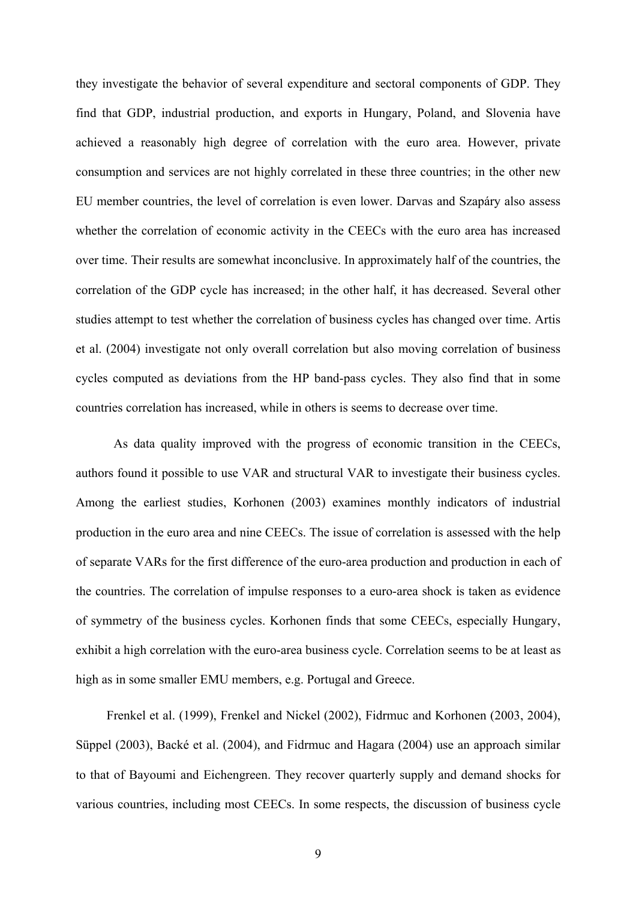they investigate the behavior of several expenditure and sectoral components of GDP. They find that GDP, industrial production, and exports in Hungary, Poland, and Slovenia have achieved a reasonably high degree of correlation with the euro area. However, private consumption and services are not highly correlated in these three countries; in the other new EU member countries, the level of correlation is even lower. Darvas and Szapáry also assess whether the correlation of economic activity in the CEECs with the euro area has increased over time. Their results are somewhat inconclusive. In approximately half of the countries, the correlation of the GDP cycle has increased; in the other half, it has decreased. Several other studies attempt to test whether the correlation of business cycles has changed over time. Artis et al. (2004) investigate not only overall correlation but also moving correlation of business cycles computed as deviations from the HP band-pass cycles. They also find that in some countries correlation has increased, while in others is seems to decrease over time.

As data quality improved with the progress of economic transition in the CEECs, authors found it possible to use VAR and structural VAR to investigate their business cycles. Among the earliest studies, Korhonen (2003) examines monthly indicators of industrial production in the euro area and nine CEECs. The issue of correlation is assessed with the help of separate VARs for the first difference of the euro-area production and production in each of the countries. The correlation of impulse responses to a euro-area shock is taken as evidence of symmetry of the business cycles. Korhonen finds that some CEECs, especially Hungary, exhibit a high correlation with the euro-area business cycle. Correlation seems to be at least as high as in some smaller EMU members, e.g. Portugal and Greece.

Frenkel et al. (1999), Frenkel and Nickel (2002), Fidrmuc and Korhonen (2003, 2004), Süppel (2003), Backé et al. (2004), and Fidrmuc and Hagara (2004) use an approach similar to that of Bayoumi and Eichengreen. They recover quarterly supply and demand shocks for various countries, including most CEECs. In some respects, the discussion of business cycle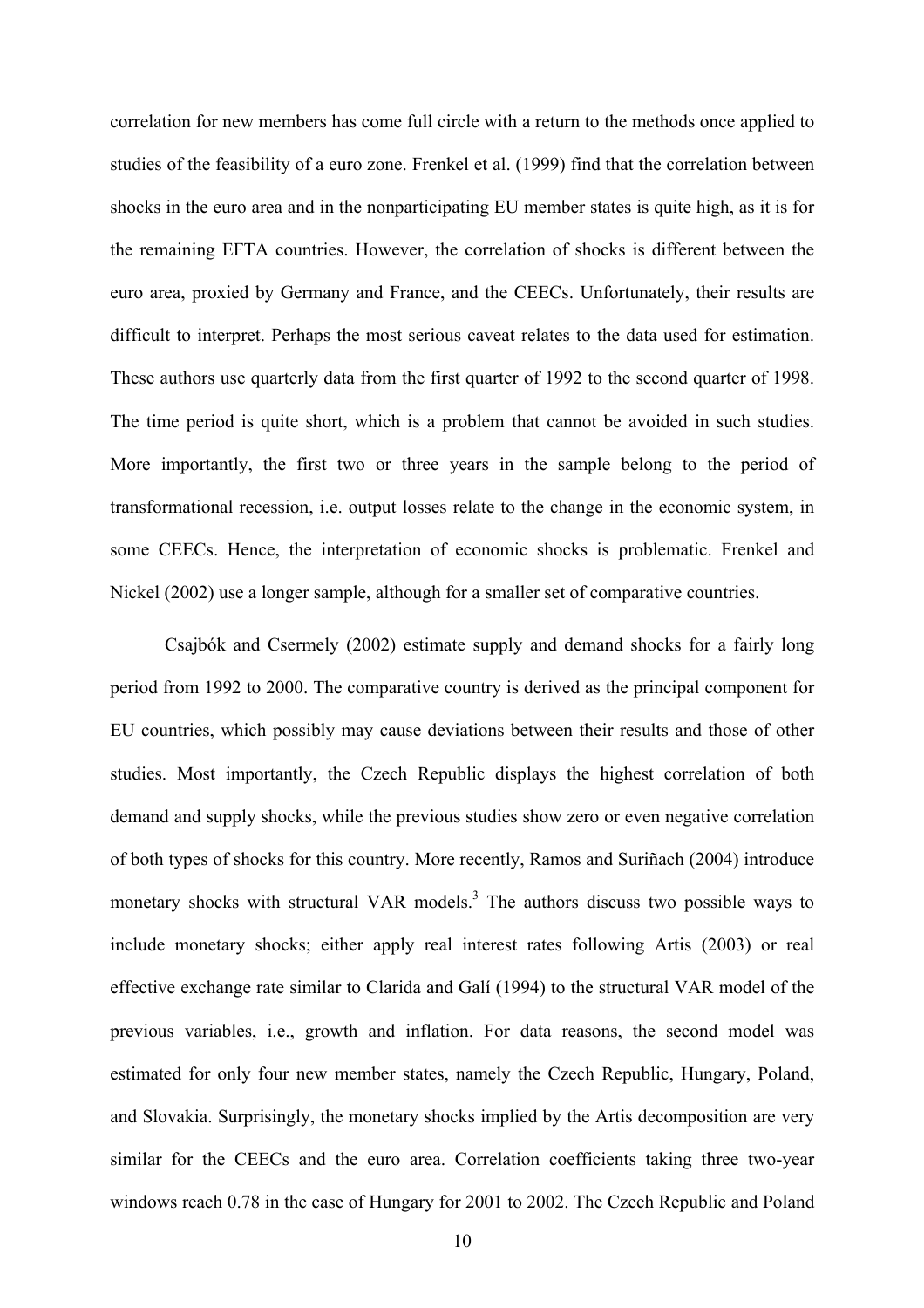correlation for new members has come full circle with a return to the methods once applied to studies of the feasibility of a euro zone. Frenkel et al. (1999) find that the correlation between shocks in the euro area and in the nonparticipating EU member states is quite high, as it is for the remaining EFTA countries. However, the correlation of shocks is different between the euro area, proxied by Germany and France, and the CEECs. Unfortunately, their results are difficult to interpret. Perhaps the most serious caveat relates to the data used for estimation. These authors use quarterly data from the first quarter of 1992 to the second quarter of 1998. The time period is quite short, which is a problem that cannot be avoided in such studies. More importantly, the first two or three years in the sample belong to the period of transformational recession, i.e. output losses relate to the change in the economic system, in some CEECs. Hence, the interpretation of economic shocks is problematic. Frenkel and Nickel (2002) use a longer sample, although for a smaller set of comparative countries.

Csajbók and Csermely (2002) estimate supply and demand shocks for a fairly long period from 1992 to 2000. The comparative country is derived as the principal component for EU countries, which possibly may cause deviations between their results and those of other studies. Most importantly, the Czech Republic displays the highest correlation of both demand and supply shocks, while the previous studies show zero or even negative correlation of both types of shocks for this country. More recently, Ramos and Suriñach (2004) introduce monetary shocks with structural VAR models.[3] The authors discuss two possible ways to include monetary shocks; either apply real interest rates following Artis (2003) or real effective exchange rate similar to Clarida and Galí (1994) to the structural VAR model of the previous variables, i.e., growth and inflation. For data reasons, the second model was estimated for only four new member states, namely the Czech Republic, Hungary, Poland, and Slovakia. Surprisingly, the monetary shocks implied by the Artis decomposition are very similar for the CEECs and the euro area. Correlation coefficients taking three two-year windows reach 0.78 in the case of Hungary for 2001 to 2002. The Czech Republic and Poland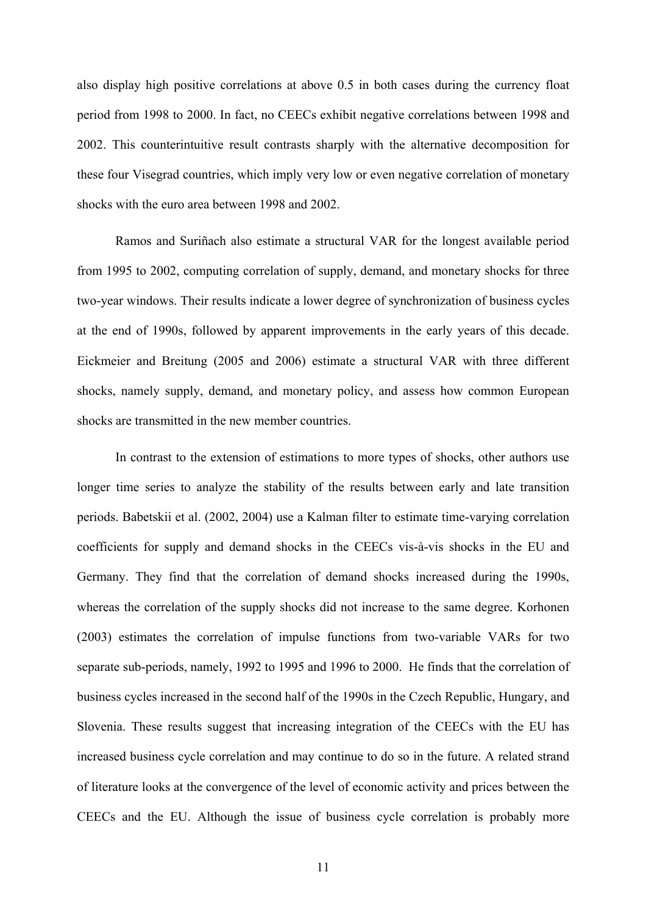also display high positive correlations at above 0.5 in both cases during the currency float period from 1998 to 2000. In fact, no CEECs exhibit negative correlations between 1998 and 2002. This counterintuitive result contrasts sharply with the alternative decomposition for these four Visegrad countries, which imply very low or even negative correlation of monetary shocks with the euro area between 1998 and 2002.

Ramos and Suriñach also estimate a structural VAR for the longest available period from 1995 to 2002, computing correlation of supply, demand, and monetary shocks for three two-year windows. Their results indicate a lower degree of synchronization of business cycles at the end of 1990s, followed by apparent improvements in the early years of this decade. Eickmeier and Breitung (2005 and 2006) estimate a structural VAR with three different shocks, namely supply, demand, and monetary policy, and assess how common European shocks are transmitted in the new member countries.

In contrast to the extension of estimations to more types of shocks, other authors use longer time series to analyze the stability of the results between early and late transition periods. Babetskii et al. (2002, 2004) use a Kalman filter to estimate time-varying correlation coefficients for supply and demand shocks in the CEECs vis-à-vis shocks in the EU and Germany. They find that the correlation of demand shocks increased during the 1990s, whereas the correlation of the supply shocks did not increase to the same degree. Korhonen (2003) estimates the correlation of impulse functions from two-variable VARs for two separate sub-periods, namely, 1992 to 1995 and 1996 to 2000. He finds that the correlation of business cycles increased in the second half of the 1990s in the Czech Republic, Hungary, and Slovenia. These results suggest that increasing integration of the CEECs with the EU has increased business cycle correlation and may continue to do so in the future. A related strand of literature looks at the convergence of the level of economic activity and prices between the CEECs and the EU. Although the issue of business cycle correlation is probably more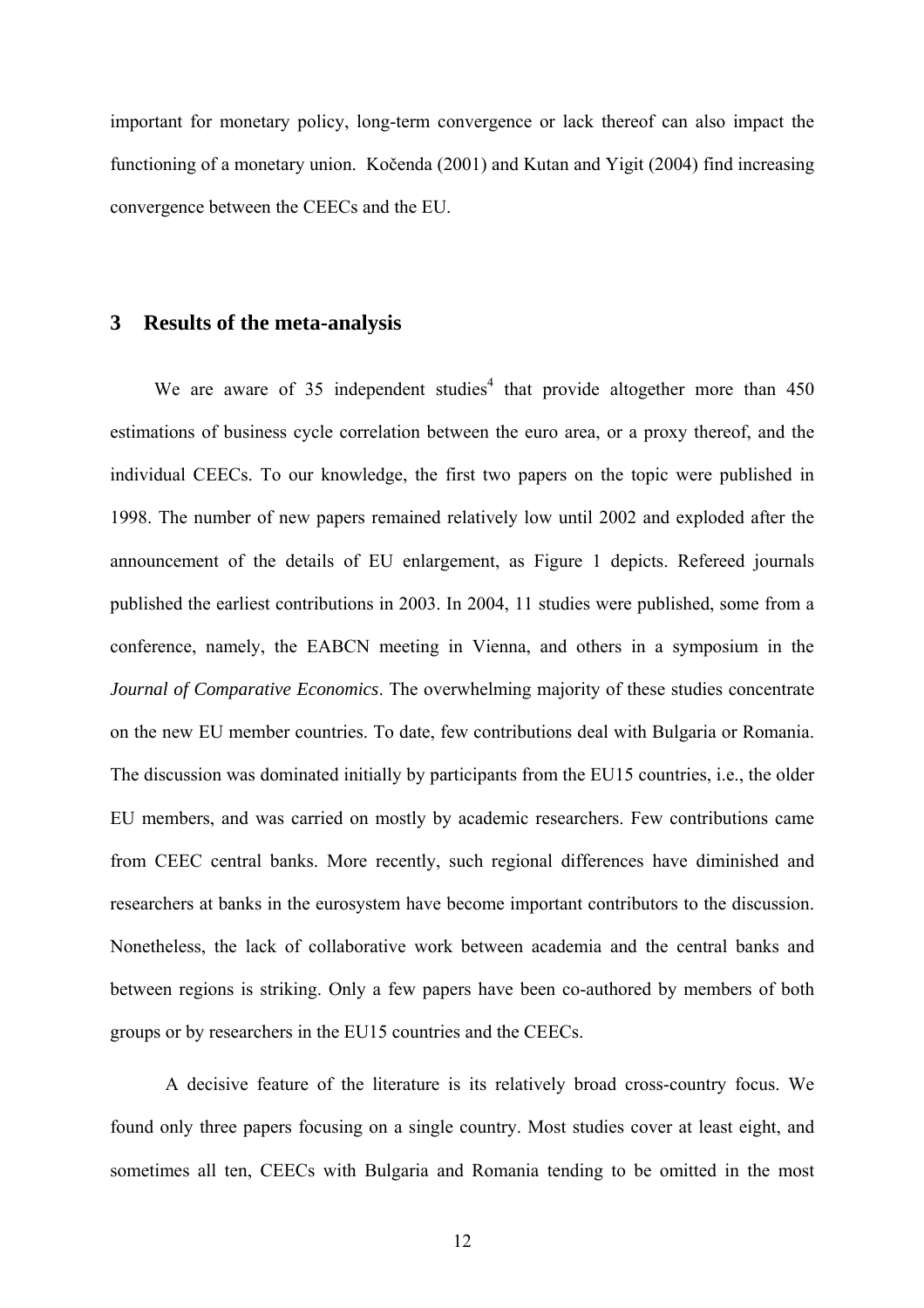important for monetary policy, long-term convergence or lack thereof can also impact the functioning of a monetary union. Kočenda (2001) and Kutan and Yigit (2004) find increasing convergence between the CEECs and the EU.

## 3 Results of the meta-analysis

We are aware of 35 independent studies[4] that provide altogether more than 450 estimations of business cycle correlation between the euro area, or a proxy thereof, and the individual CEECs. To our knowledge, the first two papers on the topic were published in 1998. The number of new papers remained relatively low until 2002 and exploded after the announcement of the details of EU enlargement, as Figure 1 depicts. Refereed journals published the earliest contributions in 2003. In 2004, 11 studies were published, some from a conference, namely, the EABCN meeting in Vienna, and others in a symposium in the *Journal of Comparative Economics*. The overwhelming majority of these studies concentrate on the new EU member countries. To date, few contributions deal with Bulgaria or Romania. The discussion was dominated initially by participants from the EU15 countries, i.e., the older EU members, and was carried on mostly by academic researchers. Few contributions came from CEEC central banks. More recently, such regional differences have diminished and researchers at banks in the eurosystem have become important contributors to the discussion. Nonetheless, the lack of collaborative work between academia and the central banks and between regions is striking. Only a few papers have been co-authored by members of both groups or by researchers in the EU15 countries and the CEECs.

A decisive feature of the literature is its relatively broad cross-country focus. We found only three papers focusing on a single country. Most studies cover at least eight, and sometimes all ten, CEECs with Bulgaria and Romania tending to be omitted in the most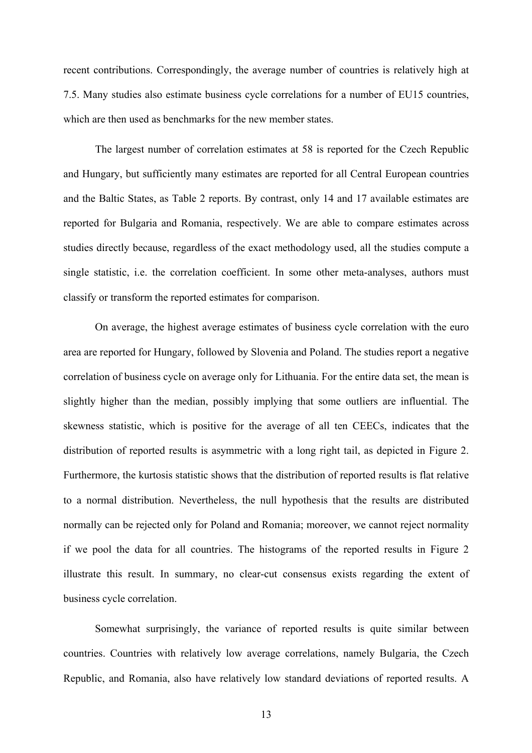recent contributions. Correspondingly, the average number of countries is relatively high at 7.5. Many studies also estimate business cycle correlations for a number of EU15 countries, which are then used as benchmarks for the new member states.

The largest number of correlation estimates at 58 is reported for the Czech Republic and Hungary, but sufficiently many estimates are reported for all Central European countries and the Baltic States, as Table 2 reports. By contrast, only 14 and 17 available estimates are reported for Bulgaria and Romania, respectively. We are able to compare estimates across studies directly because, regardless of the exact methodology used, all the studies compute a single statistic, i.e. the correlation coefficient. In some other meta-analyses, authors must classify or transform the reported estimates for comparison.

On average, the highest average estimates of business cycle correlation with the euro area are reported for Hungary, followed by Slovenia and Poland. The studies report a negative correlation of business cycle on average only for Lithuania. For the entire data set, the mean is slightly higher than the median, possibly implying that some outliers are influential. The skewness statistic, which is positive for the average of all ten CEECs, indicates that the distribution of reported results is asymmetric with a long right tail, as depicted in Figure 2. Furthermore, the kurtosis statistic shows that the distribution of reported results is flat relative to a normal distribution. Nevertheless, the null hypothesis that the results are distributed normally can be rejected only for Poland and Romania; moreover, we cannot reject normality if we pool the data for all countries. The histograms of the reported results in Figure 2 illustrate this result. In summary, no clear-cut consensus exists regarding the extent of business cycle correlation.

Somewhat surprisingly, the variance of reported results is quite similar between countries. Countries with relatively low average correlations, namely Bulgaria, the Czech Republic, and Romania, also have relatively low standard deviations of reported results. A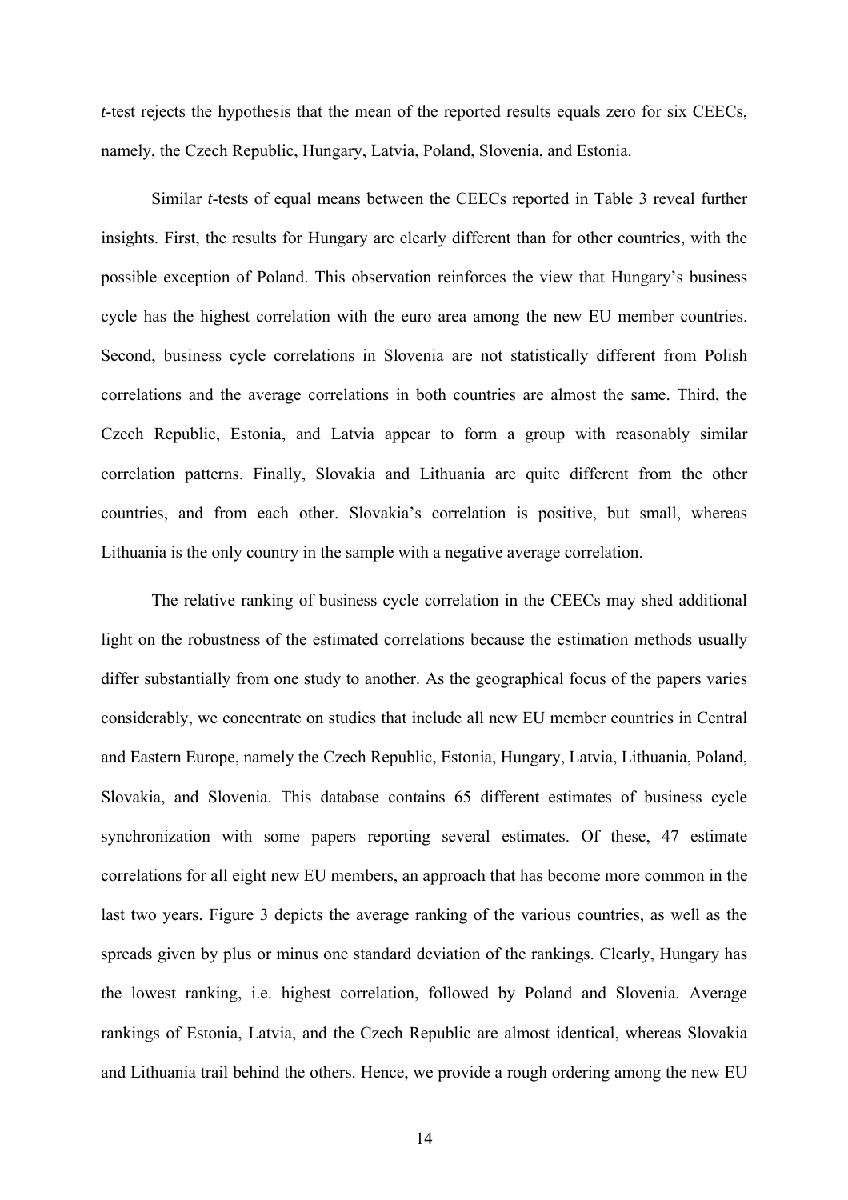*t*-test rejects the hypothesis that the mean of the reported results equals zero for six CEECs, namely, the Czech Republic, Hungary, Latvia, Poland, Slovenia, and Estonia.

Similar *t*-tests of equal means between the CEECs reported in Table 3 reveal further insights. First, the results for Hungary are clearly different than for other countries, with the possible exception of Poland. This observation reinforces the view that Hungary's business cycle has the highest correlation with the euro area among the new EU member countries. Second, business cycle correlations in Slovenia are not statistically different from Polish correlations and the average correlations in both countries are almost the same. Third, the Czech Republic, Estonia, and Latvia appear to form a group with reasonably similar correlation patterns. Finally, Slovakia and Lithuania are quite different from the other countries, and from each other. Slovakia's correlation is positive, but small, whereas Lithuania is the only country in the sample with a negative average correlation.

The relative ranking of business cycle correlation in the CEECs may shed additional light on the robustness of the estimated correlations because the estimation methods usually differ substantially from one study to another. As the geographical focus of the papers varies considerably, we concentrate on studies that include all new EU member countries in Central and Eastern Europe, namely the Czech Republic, Estonia, Hungary, Latvia, Lithuania, Poland, Slovakia, and Slovenia. This database contains 65 different estimates of business cycle synchronization with some papers reporting several estimates. Of these, 47 estimate correlations for all eight new EU members, an approach that has become more common in the last two years. Figure 3 depicts the average ranking of the various countries, as well as the spreads given by plus or minus one standard deviation of the rankings. Clearly, Hungary has the lowest ranking, i.e. highest correlation, followed by Poland and Slovenia. Average rankings of Estonia, Latvia, and the Czech Republic are almost identical, whereas Slovakia and Lithuania trail behind the others. Hence, we provide a rough ordering among the new EU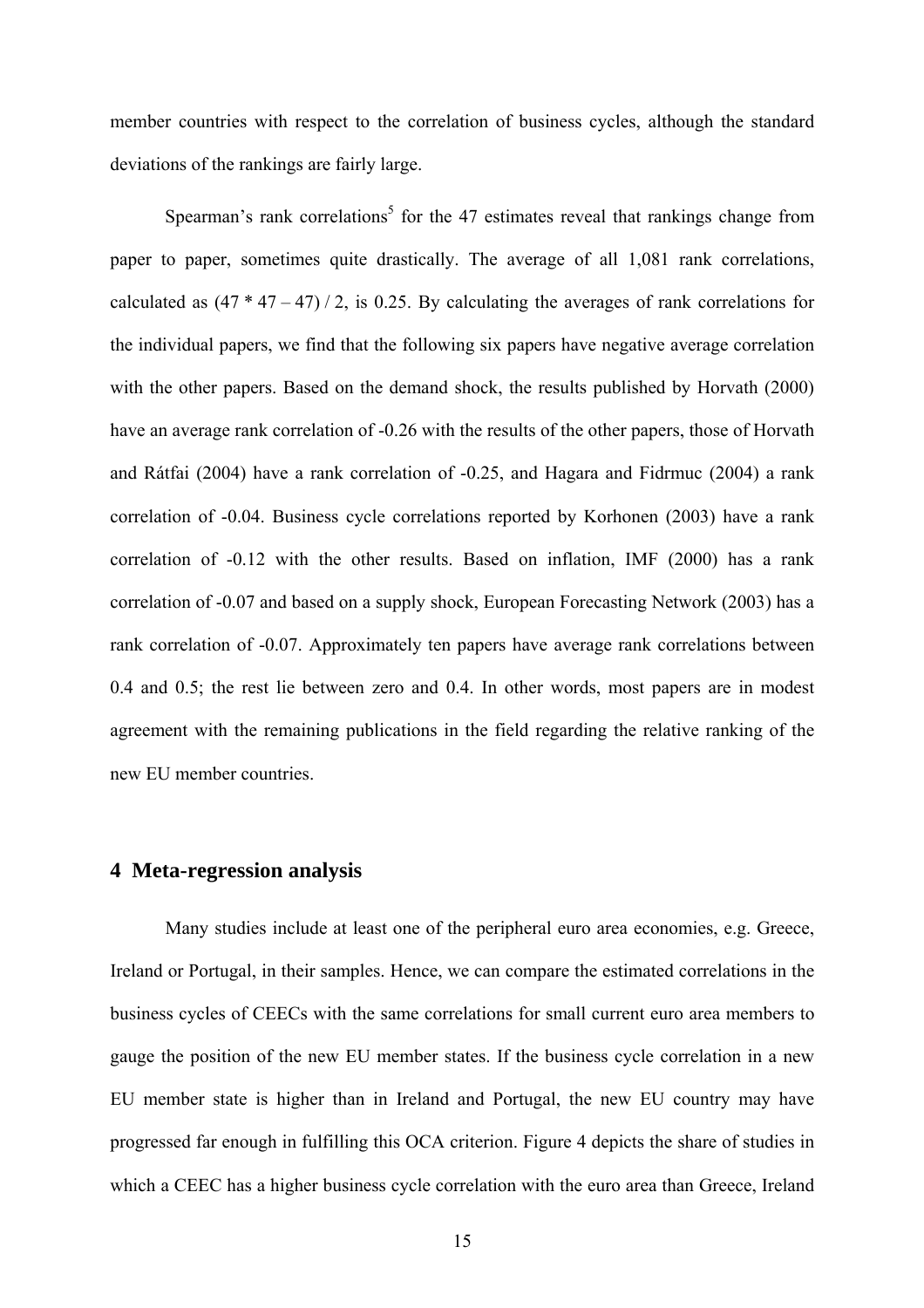member countries with respect to the correlation of business cycles, although the standard deviations of the rankings are fairly large.

Spearman's rank correlations[5] for the 47 estimates reveal that rankings change from paper to paper, sometimes quite drastically. The average of all 1,081 rank correlations, calculated as (47 * 47 – 47) / 2, is 0.25. By calculating the averages of rank correlations for the individual papers, we find that the following six papers have negative average correlation with the other papers. Based on the demand shock, the results published by Horvath (2000) have an average rank correlation of -0.26 with the results of the other papers, those of Horvath and Rátfai (2004) have a rank correlation of -0.25, and Hagara and Fidrmuc (2004) a rank correlation of -0.04. Business cycle correlations reported by Korhonen (2003) have a rank correlation of -0.12 with the other results. Based on inflation, IMF (2000) has a rank correlation of -0.07 and based on a supply shock, European Forecasting Network (2003) has a rank correlation of -0.07. Approximately ten papers have average rank correlations between 0.4 and 0.5; the rest lie between zero and 0.4. In other words, most papers are in modest agreement with the remaining publications in the field regarding the relative ranking of the new EU member countries.

## 4 Meta-regression analysis

Many studies include at least one of the peripheral euro area economies, e.g. Greece, Ireland or Portugal, in their samples. Hence, we can compare the estimated correlations in the business cycles of CEECs with the same correlations for small current euro area members to gauge the position of the new EU member states. If the business cycle correlation in a new EU member state is higher than in Ireland and Portugal, the new EU country may have progressed far enough in fulfilling this OCA criterion. Figure 4 depicts the share of studies in which a CEEC has a higher business cycle correlation with the euro area than Greece, Ireland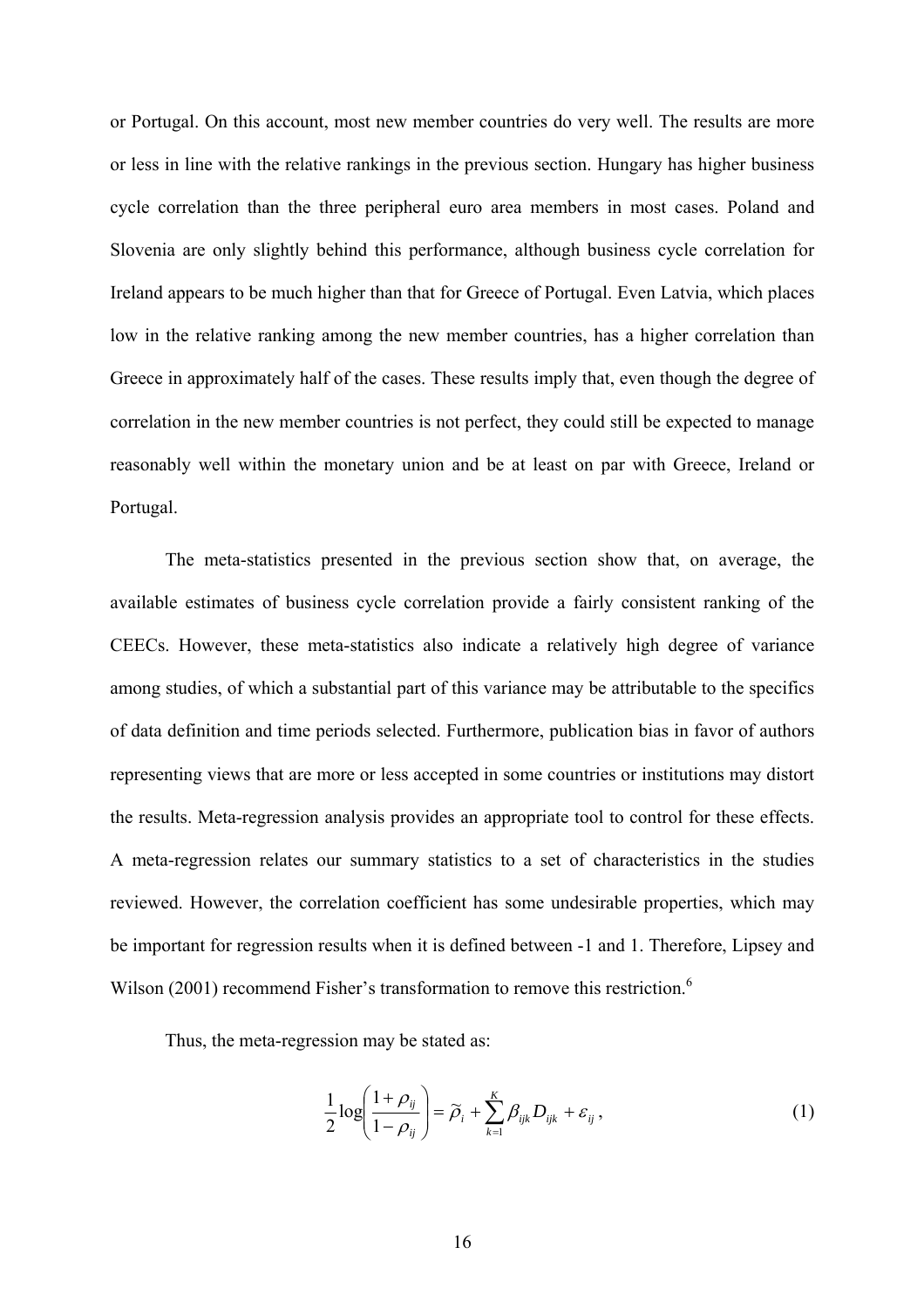or Portugal. On this account, most new member countries do very well. The results are more or less in line with the relative rankings in the previous section. Hungary has higher business cycle correlation than the three peripheral euro area members in most cases. Poland and Slovenia are only slightly behind this performance, although business cycle correlation for Ireland appears to be much higher than that for Greece of Portugal. Even Latvia, which places low in the relative ranking among the new member countries, has a higher correlation than Greece in approximately half of the cases. These results imply that, even though the degree of correlation in the new member countries is not perfect, they could still be expected to manage reasonably well within the monetary union and be at least on par with Greece, Ireland or Portugal.

The meta-statistics presented in the previous section show that, on average, the available estimates of business cycle correlation provide a fairly consistent ranking of the CEECs. However, these meta-statistics also indicate a relatively high degree of variance among studies, of which a substantial part of this variance may be attributable to the specifics of data definition and time periods selected. Furthermore, publication bias in favor of authors representing views that are more or less accepted in some countries or institutions may distort the results. Meta-regression analysis provides an appropriate tool to control for these effects. A meta-regression relates our summary statistics to a set of characteristics in the studies reviewed. However, the correlation coefficient has some undesirable properties, which may be important for regression results when it is defined between -1 and 1. Therefore, Lipsey and Wilson (2001) recommend Fisher's transformation to remove this restriction.[6]

Thus, the meta-regression may be stated as:

$$\frac{1}{2}\log\left(\frac{1+\rho_{ij}}{1-\rho_{ij}}\right) = \widetilde{\rho}_i + \sum_{k=1}^{K} \beta_{ijk} D_{ijk} + \varepsilon_{ij}, \tag{1}$$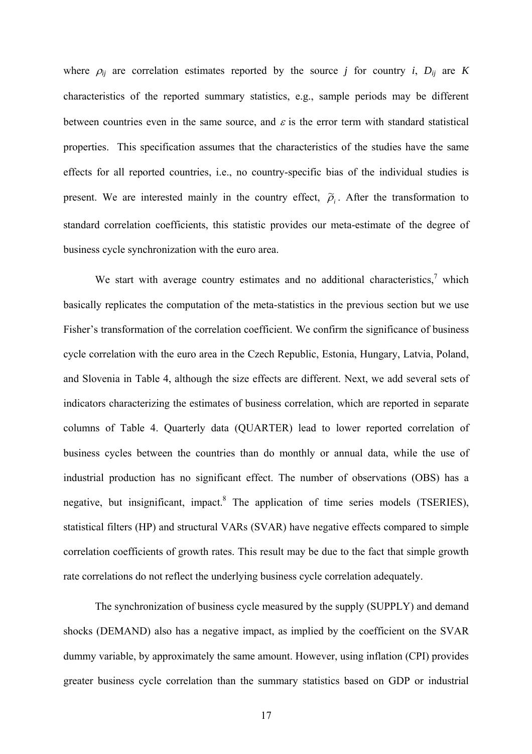where $\rho_{ij}$ are correlation estimates reported by the source $j$ for country $i$, $D_{ij}$ are $K$ characteristics of the reported summary statistics, e.g., sample periods may be different between countries even in the same source, and $\varepsilon$ is the error term with standard statistical properties. This specification assumes that the characteristics of the studies have the same effects for all reported countries, i.e., no country-specific bias of the individual studies is present. We are interested mainly in the country effect, $\tilde{\rho}_i$. After the transformation to standard correlation coefficients, this statistic provides our meta-estimate of the degree of business cycle synchronization with the euro area.

We start with average country estimates and no additional characteristics,[7] which basically replicates the computation of the meta-statistics in the previous section but we use Fisher's transformation of the correlation coefficient. We confirm the significance of business cycle correlation with the euro area in the Czech Republic, Estonia, Hungary, Latvia, Poland, and Slovenia in Table 4, although the size effects are different. Next, we add several sets of indicators characterizing the estimates of business correlation, which are reported in separate columns of Table 4. Quarterly data (QUARTER) lead to lower reported correlation of business cycles between the countries than do monthly or annual data, while the use of industrial production has no significant effect. The number of observations (OBS) has a negative, but insignificant, impact.[8] The application of time series models (TSERIES), statistical filters (HP) and structural VARs (SVAR) have negative effects compared to simple correlation coefficients of growth rates. This result may be due to the fact that simple growth rate correlations do not reflect the underlying business cycle correlation adequately.

The synchronization of business cycle measured by the supply (SUPPLY) and demand shocks (DEMAND) also has a negative impact, as implied by the coefficient on the SVAR dummy variable, by approximately the same amount. However, using inflation (CPI) provides greater business cycle correlation than the summary statistics based on GDP or industrial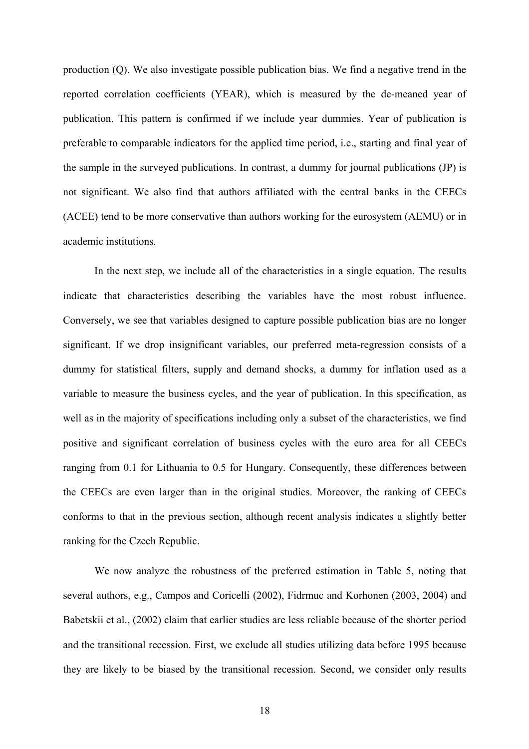production (Q). We also investigate possible publication bias. We find a negative trend in the reported correlation coefficients (YEAR), which is measured by the de-meaned year of publication. This pattern is confirmed if we include year dummies. Year of publication is preferable to comparable indicators for the applied time period, i.e., starting and final year of the sample in the surveyed publications. In contrast, a dummy for journal publications (JP) is not significant. We also find that authors affiliated with the central banks in the CEECs (ACEE) tend to be more conservative than authors working for the eurosystem (AEMU) or in academic institutions.

In the next step, we include all of the characteristics in a single equation. The results indicate that characteristics describing the variables have the most robust influence. Conversely, we see that variables designed to capture possible publication bias are no longer significant. If we drop insignificant variables, our preferred meta-regression consists of a dummy for statistical filters, supply and demand shocks, a dummy for inflation used as a variable to measure the business cycles, and the year of publication. In this specification, as well as in the majority of specifications including only a subset of the characteristics, we find positive and significant correlation of business cycles with the euro area for all CEECs ranging from 0.1 for Lithuania to 0.5 for Hungary. Consequently, these differences between the CEECs are even larger than in the original studies. Moreover, the ranking of CEECs conforms to that in the previous section, although recent analysis indicates a slightly better ranking for the Czech Republic.

We now analyze the robustness of the preferred estimation in Table 5, noting that several authors, e.g., Campos and Coricelli (2002), Fidrmuc and Korhonen (2003, 2004) and Babetskii et al., (2002) claim that earlier studies are less reliable because of the shorter period and the transitional recession. First, we exclude all studies utilizing data before 1995 because they are likely to be biased by the transitional recession. Second, we consider only results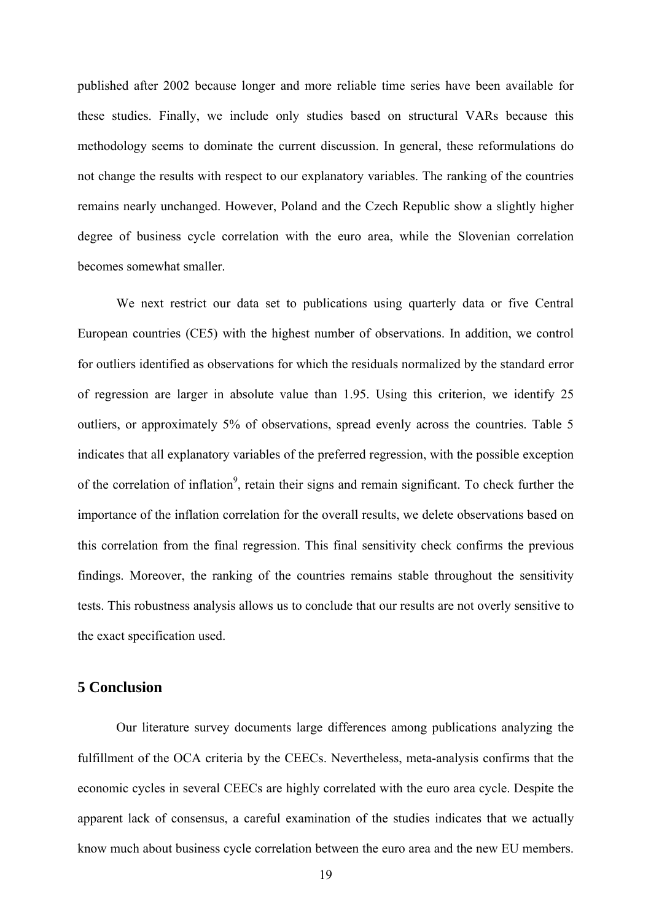published after 2002 because longer and more reliable time series have been available for these studies. Finally, we include only studies based on structural VARs because this methodology seems to dominate the current discussion. In general, these reformulations do not change the results with respect to our explanatory variables. The ranking of the countries remains nearly unchanged. However, Poland and the Czech Republic show a slightly higher degree of business cycle correlation with the euro area, while the Slovenian correlation becomes somewhat smaller.

We next restrict our data set to publications using quarterly data or five Central European countries (CE5) with the highest number of observations. In addition, we control for outliers identified as observations for which the residuals normalized by the standard error of regression are larger in absolute value than 1.95. Using this criterion, we identify 25 outliers, or approximately 5% of observations, spread evenly across the countries. Table 5 indicates that all explanatory variables of the preferred regression, with the possible exception of the correlation of inflation[9], retain their signs and remain significant. To check further the importance of the inflation correlation for the overall results, we delete observations based on this correlation from the final regression. This final sensitivity check confirms the previous findings. Moreover, the ranking of the countries remains stable throughout the sensitivity tests. This robustness analysis allows us to conclude that our results are not overly sensitive to the exact specification used.

## 5 Conclusion

Our literature survey documents large differences among publications analyzing the fulfillment of the OCA criteria by the CEECs. Nevertheless, meta-analysis confirms that the economic cycles in several CEECs are highly correlated with the euro area cycle. Despite the apparent lack of consensus, a careful examination of the studies indicates that we actually know much about business cycle correlation between the euro area and the new EU members.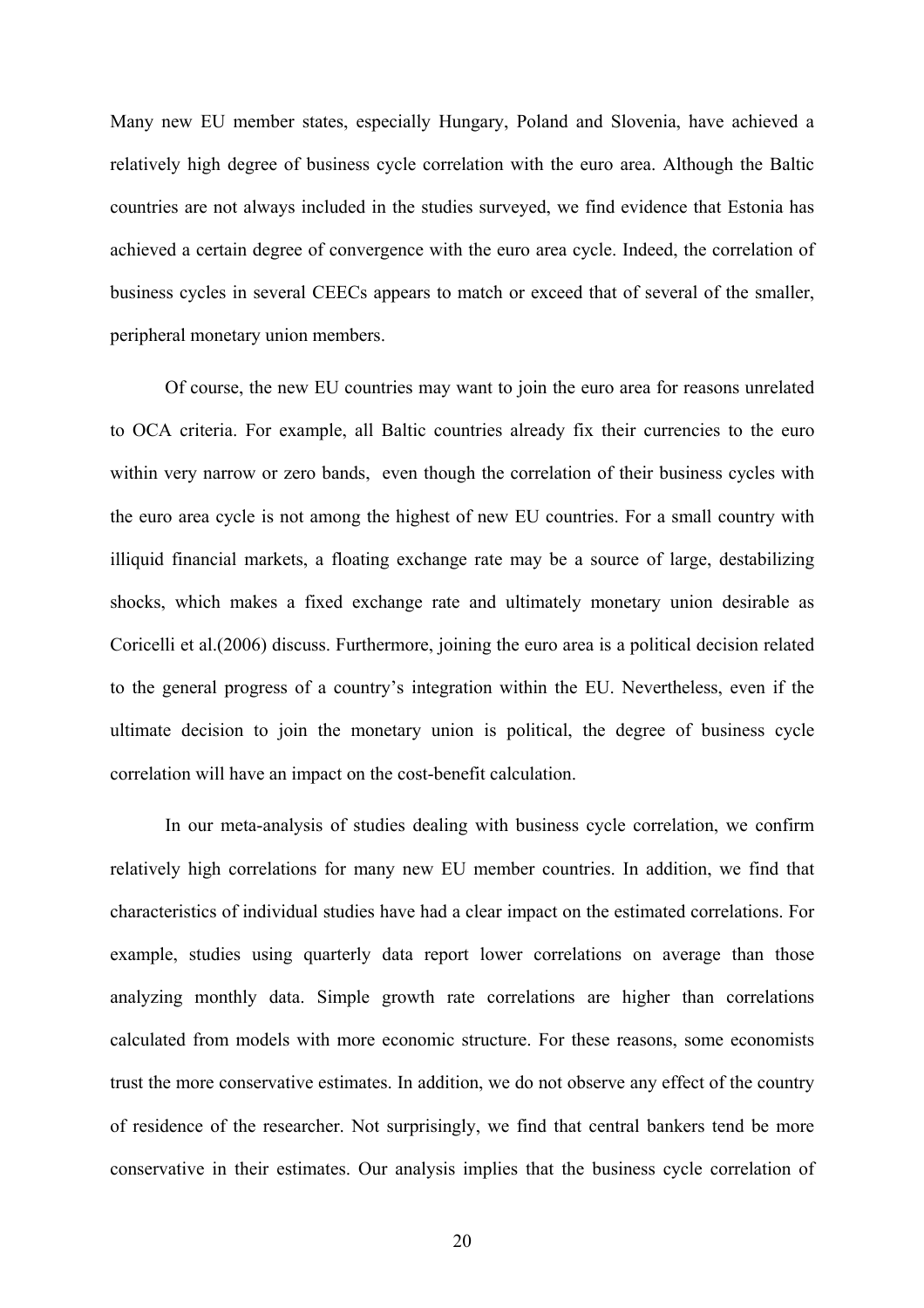Many new EU member states, especially Hungary, Poland and Slovenia, have achieved a relatively high degree of business cycle correlation with the euro area. Although the Baltic countries are not always included in the studies surveyed, we find evidence that Estonia has achieved a certain degree of convergence with the euro area cycle. Indeed, the correlation of business cycles in several CEECs appears to match or exceed that of several of the smaller, peripheral monetary union members.

Of course, the new EU countries may want to join the euro area for reasons unrelated to OCA criteria. For example, all Baltic countries already fix their currencies to the euro within very narrow or zero bands, even though the correlation of their business cycles with the euro area cycle is not among the highest of new EU countries. For a small country with illiquid financial markets, a floating exchange rate may be a source of large, destabilizing shocks, which makes a fixed exchange rate and ultimately monetary union desirable as Coricelli et al.(2006) discuss. Furthermore, joining the euro area is a political decision related to the general progress of a country's integration within the EU. Nevertheless, even if the ultimate decision to join the monetary union is political, the degree of business cycle correlation will have an impact on the cost-benefit calculation.

In our meta-analysis of studies dealing with business cycle correlation, we confirm relatively high correlations for many new EU member countries. In addition, we find that characteristics of individual studies have had a clear impact on the estimated correlations. For example, studies using quarterly data report lower correlations on average than those analyzing monthly data. Simple growth rate correlations are higher than correlations calculated from models with more economic structure. For these reasons, some economists trust the more conservative estimates. In addition, we do not observe any effect of the country of residence of the researcher. Not surprisingly, we find that central bankers tend be more conservative in their estimates. Our analysis implies that the business cycle correlation of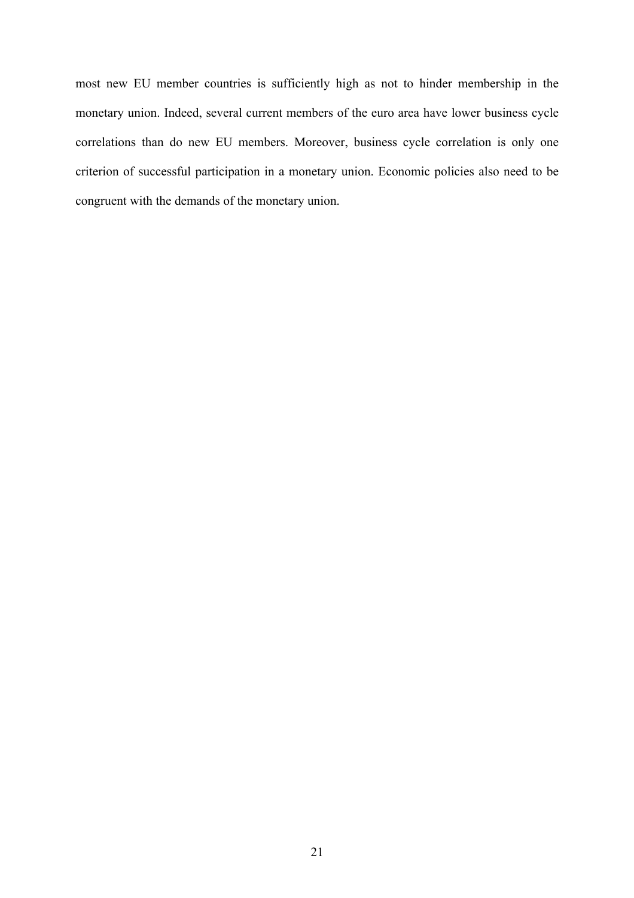most new EU member countries is sufficiently high as not to hinder membership in the monetary union. Indeed, several current members of the euro area have lower business cycle correlations than do new EU members. Moreover, business cycle correlation is only one criterion of successful participation in a monetary union. Economic policies also need to be congruent with the demands of the monetary union.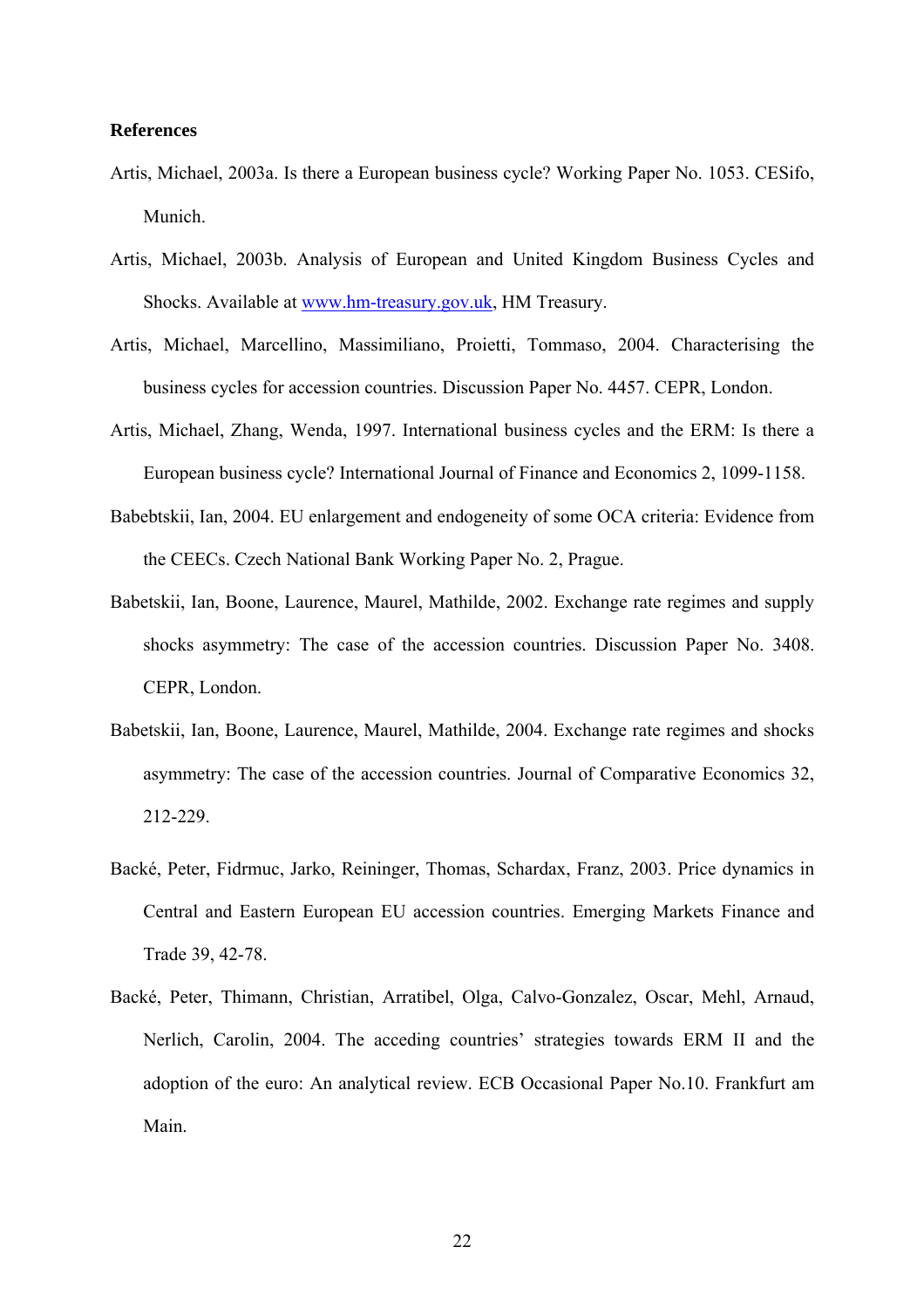**References**

Artis, Michael, 2003a. Is there a European business cycle? Working Paper No. 1053. CESifo, Munich.

Artis, Michael, 2003b. Analysis of European and United Kingdom Business Cycles and Shocks. Available at www.hm-treasury.gov.uk, HM Treasury.

Artis, Michael, Marcellino, Massimiliano, Proietti, Tommaso, 2004. Characterising the business cycles for accession countries. Discussion Paper No. 4457. CEPR, London.

Artis, Michael, Zhang, Wenda, 1997. International business cycles and the ERM: Is there a European business cycle? International Journal of Finance and Economics 2, 1099-1158.

Babebtskii, Ian, 2004. EU enlargement and endogeneity of some OCA criteria: Evidence from the CEECs. Czech National Bank Working Paper No. 2, Prague.

Babetskii, Ian, Boone, Laurence, Maurel, Mathilde, 2002. Exchange rate regimes and supply shocks asymmetry: The case of the accession countries. Discussion Paper No. 3408. CEPR, London.

Babetskii, Ian, Boone, Laurence, Maurel, Mathilde, 2004. Exchange rate regimes and shocks asymmetry: The case of the accession countries. Journal of Comparative Economics 32, 212-229.

Backé, Peter, Fidrmuc, Jarko, Reininger, Thomas, Schardax, Franz, 2003. Price dynamics in Central and Eastern European EU accession countries. Emerging Markets Finance and Trade 39, 42-78.

Backé, Peter, Thimann, Christian, Arratibel, Olga, Calvo-Gonzalez, Oscar, Mehl, Arnaud, Nerlich, Carolin, 2004. The acceding countries' strategies towards ERM II and the adoption of the euro: An analytical review. ECB Occasional Paper No.10. Frankfurt am Main.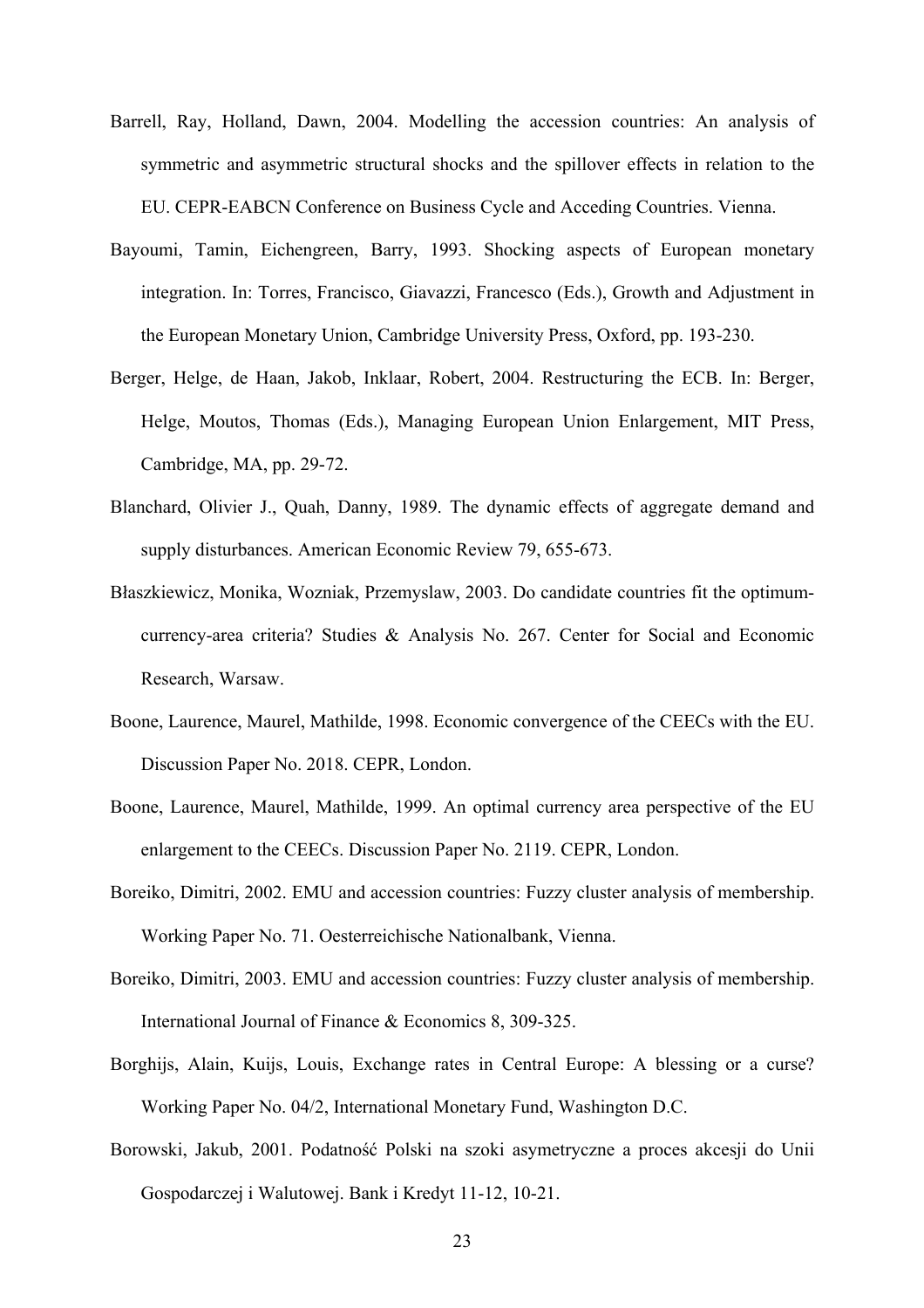Barrell, Ray, Holland, Dawn, 2004. Modelling the accession countries: An analysis of symmetric and asymmetric structural shocks and the spillover effects in relation to the EU. CEPR-EABCN Conference on Business Cycle and Acceding Countries. Vienna.

Bayoumi, Tamin, Eichengreen, Barry, 1993. Shocking aspects of European monetary integration. In: Torres, Francisco, Giavazzi, Francesco (Eds.), Growth and Adjustment in the European Monetary Union, Cambridge University Press, Oxford, pp. 193-230.

Berger, Helge, de Haan, Jakob, Inklaar, Robert, 2004. Restructuring the ECB. In: Berger, Helge, Moutos, Thomas (Eds.), Managing European Union Enlargement, MIT Press, Cambridge, MA, pp. 29-72.

Blanchard, Olivier J., Quah, Danny, 1989. The dynamic effects of aggregate demand and supply disturbances. American Economic Review 79, 655-673.

Błaszkiewicz, Monika, Wozniak, Przemyslaw, 2003. Do candidate countries fit the optimum-currency-area criteria? Studies & Analysis No. 267. Center for Social and Economic Research, Warsaw.

Boone, Laurence, Maurel, Mathilde, 1998. Economic convergence of the CEECs with the EU. Discussion Paper No. 2018. CEPR, London.

Boone, Laurence, Maurel, Mathilde, 1999. An optimal currency area perspective of the EU enlargement to the CEECs. Discussion Paper No. 2119. CEPR, London.

Boreiko, Dimitri, 2002. EMU and accession countries: Fuzzy cluster analysis of membership. Working Paper No. 71. Oesterreichische Nationalbank, Vienna.

Boreiko, Dimitri, 2003. EMU and accession countries: Fuzzy cluster analysis of membership. International Journal of Finance & Economics 8, 309-325.

Borghijs, Alain, Kuijs, Louis, Exchange rates in Central Europe: A blessing or a curse? Working Paper No. 04/2, International Monetary Fund, Washington D.C.

Borowski, Jakub, 2001. Podatność Polski na szoki asymetryczne a proces akcesji do Unii Gospodarczej i Walutowej. Bank i Kredyt 11-12, 10-21.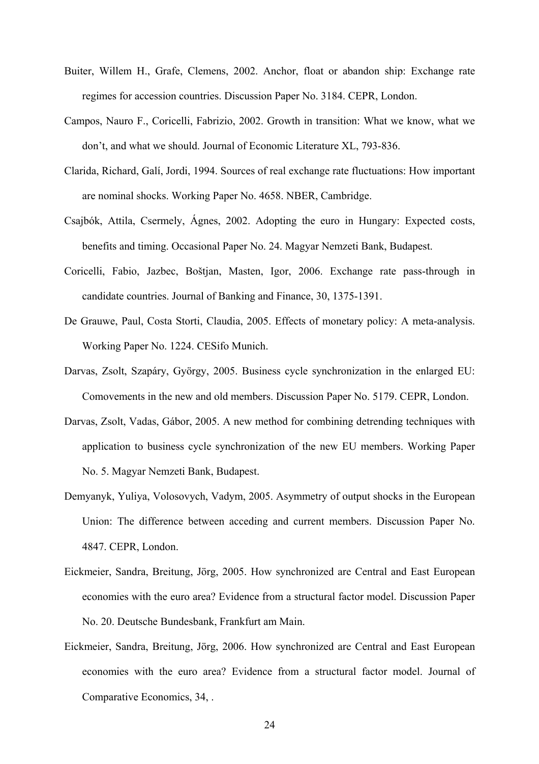Buiter, Willem H., Grafe, Clemens, 2002. Anchor, float or abandon ship: Exchange rate regimes for accession countries. Discussion Paper No. 3184. CEPR, London.

Campos, Nauro F., Coricelli, Fabrizio, 2002. Growth in transition: What we know, what we don't, and what we should. Journal of Economic Literature XL, 793-836.

Clarida, Richard, Galí, Jordi, 1994. Sources of real exchange rate fluctuations: How important are nominal shocks. Working Paper No. 4658. NBER, Cambridge.

Csajbók, Attila, Csermely, Ágnes, 2002. Adopting the euro in Hungary: Expected costs, benefits and timing. Occasional Paper No. 24. Magyar Nemzeti Bank, Budapest.

Coricelli, Fabio, Jazbec, Boštjan, Masten, Igor, 2006. Exchange rate pass-through in candidate countries. Journal of Banking and Finance, 30, 1375-1391.

De Grauwe, Paul, Costa Storti, Claudia, 2005. Effects of monetary policy: A meta-analysis. Working Paper No. 1224. CESifo Munich.

Darvas, Zsolt, Szapáry, György, 2005. Business cycle synchronization in the enlarged EU: Comovements in the new and old members. Discussion Paper No. 5179. CEPR, London.

Darvas, Zsolt, Vadas, Gábor, 2005. A new method for combining detrending techniques with application to business cycle synchronization of the new EU members. Working Paper No. 5. Magyar Nemzeti Bank, Budapest.

Demyanyk, Yuliya, Volosovych, Vadym, 2005. Asymmetry of output shocks in the European Union: The difference between acceding and current members. Discussion Paper No. 4847. CEPR, London.

Eickmeier, Sandra, Breitung, Jörg, 2005. How synchronized are Central and East European economies with the euro area? Evidence from a structural factor model. Discussion Paper No. 20. Deutsche Bundesbank, Frankfurt am Main.

Eickmeier, Sandra, Breitung, Jörg, 2006. How synchronized are Central and East European economies with the euro area? Evidence from a structural factor model. Journal of Comparative Economics, 34, .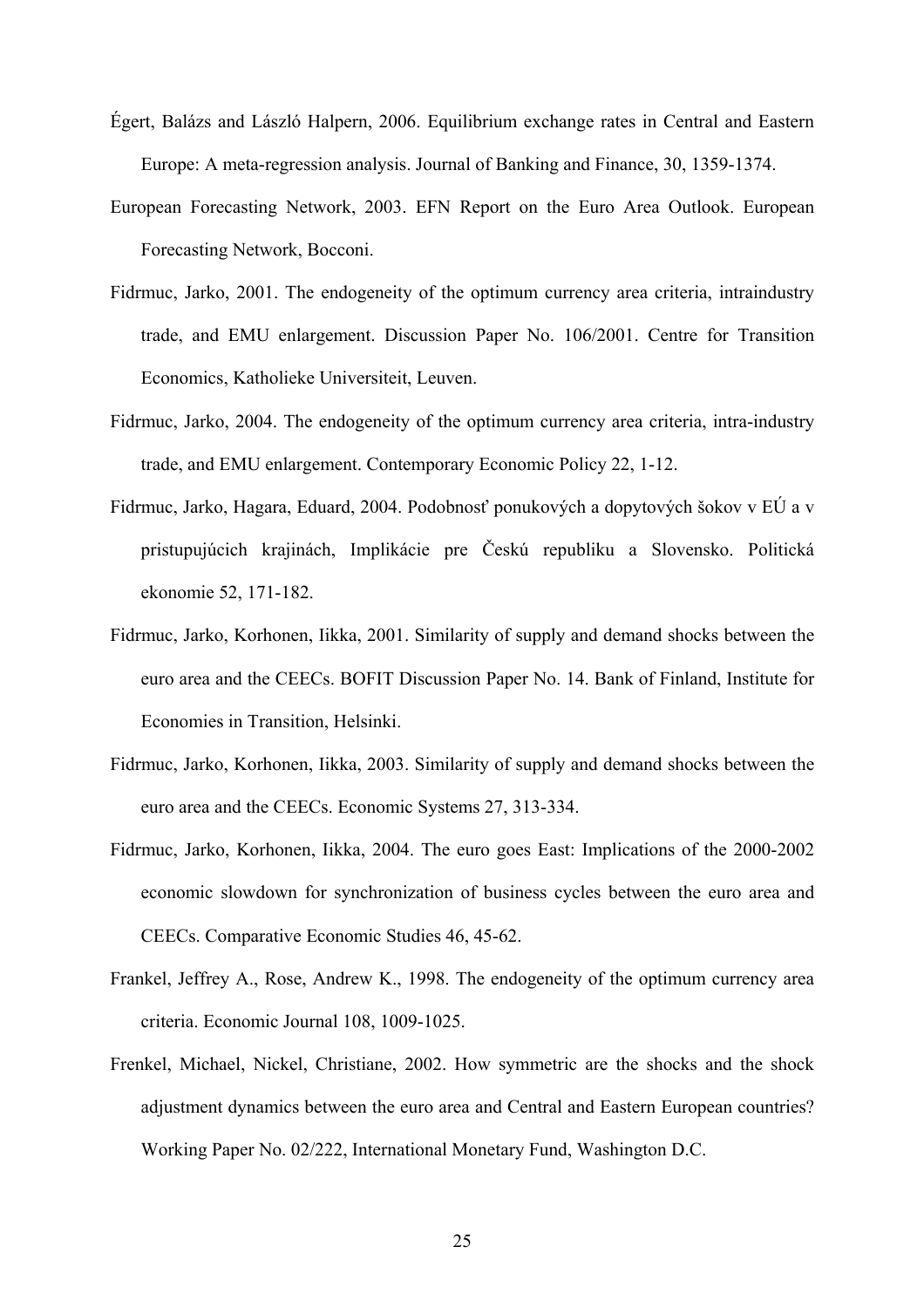Égert, Balázs and László Halpern, 2006. Equilibrium exchange rates in Central and Eastern Europe: A meta-regression analysis. Journal of Banking and Finance, 30, 1359-1374.

European Forecasting Network, 2003. EFN Report on the Euro Area Outlook. European Forecasting Network, Bocconi.

Fidrmuc, Jarko, 2001. The endogeneity of the optimum currency area criteria, intraindustry trade, and EMU enlargement. Discussion Paper No. 106/2001. Centre for Transition Economics, Katholieke Universiteit, Leuven.

Fidrmuc, Jarko, 2004. The endogeneity of the optimum currency area criteria, intra-industry trade, and EMU enlargement. Contemporary Economic Policy 22, 1-12.

Fidrmuc, Jarko, Hagara, Eduard, 2004. Podobnosť ponukových a dopytových šokov v EÚ a v pristupujúcich krajinách, Implikácie pre Českú republiku a Slovensko. Politická ekonomie 52, 171-182.

Fidrmuc, Jarko, Korhonen, Iikka, 2001. Similarity of supply and demand shocks between the euro area and the CEECs. BOFIT Discussion Paper No. 14. Bank of Finland, Institute for Economies in Transition, Helsinki.

Fidrmuc, Jarko, Korhonen, Iikka, 2003. Similarity of supply and demand shocks between the euro area and the CEECs. Economic Systems 27, 313-334.

Fidrmuc, Jarko, Korhonen, Iikka, 2004. The euro goes East: Implications of the 2000-2002 economic slowdown for synchronization of business cycles between the euro area and CEECs. Comparative Economic Studies 46, 45-62.

Frankel, Jeffrey A., Rose, Andrew K., 1998. The endogeneity of the optimum currency area criteria. Economic Journal 108, 1009-1025.

Frenkel, Michael, Nickel, Christiane, 2002. How symmetric are the shocks and the shock adjustment dynamics between the euro area and Central and Eastern European countries? Working Paper No. 02/222, International Monetary Fund, Washington D.C.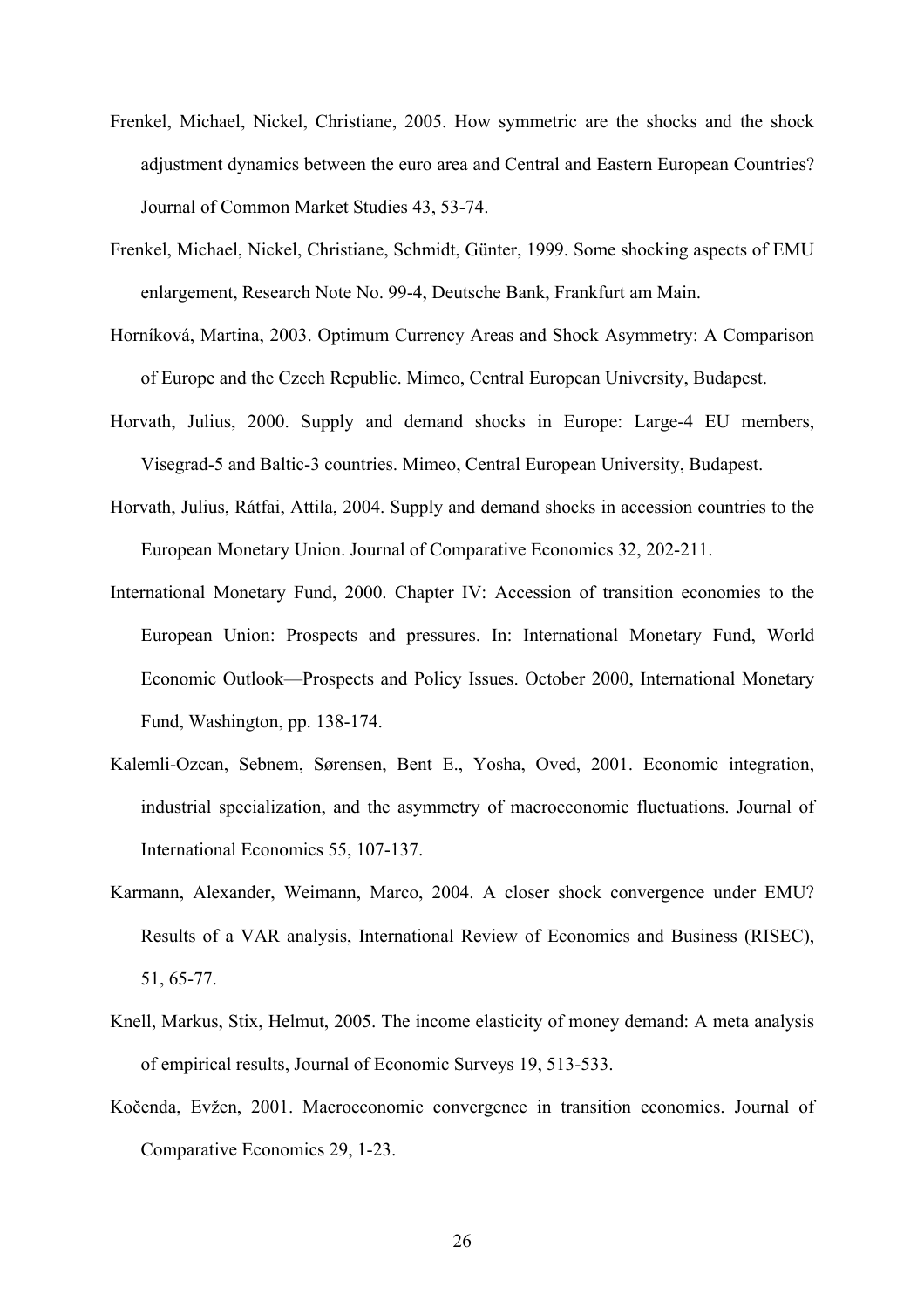Frenkel, Michael, Nickel, Christiane, 2005. How symmetric are the shocks and the shock adjustment dynamics between the euro area and Central and Eastern European Countries? Journal of Common Market Studies 43, 53-74.

Frenkel, Michael, Nickel, Christiane, Schmidt, Günter, 1999. Some shocking aspects of EMU enlargement, Research Note No. 99-4, Deutsche Bank, Frankfurt am Main.

Horníková, Martina, 2003. Optimum Currency Areas and Shock Asymmetry: A Comparison of Europe and the Czech Republic. Mimeo, Central European University, Budapest.

Horvath, Julius, 2000. Supply and demand shocks in Europe: Large-4 EU members, Visegrad-5 and Baltic-3 countries. Mimeo, Central European University, Budapest.

Horvath, Julius, Rátfai, Attila, 2004. Supply and demand shocks in accession countries to the European Monetary Union. Journal of Comparative Economics 32, 202-211.

International Monetary Fund, 2000. Chapter IV: Accession of transition economies to the European Union: Prospects and pressures. In: International Monetary Fund, World Economic Outlook—Prospects and Policy Issues. October 2000, International Monetary Fund, Washington, pp. 138-174.

Kalemli-Ozcan, Sebnem, Sørensen, Bent E., Yosha, Oved, 2001. Economic integration, industrial specialization, and the asymmetry of macroeconomic fluctuations. Journal of International Economics 55, 107-137.

Karmann, Alexander, Weimann, Marco, 2004. A closer shock convergence under EMU? Results of a VAR analysis, International Review of Economics and Business (RISEC), 51, 65-77.

Knell, Markus, Stix, Helmut, 2005. The income elasticity of money demand: A meta analysis of empirical results, Journal of Economic Surveys 19, 513-533.

Kočenda, Evžen, 2001. Macroeconomic convergence in transition economies. Journal of Comparative Economics 29, 1-23.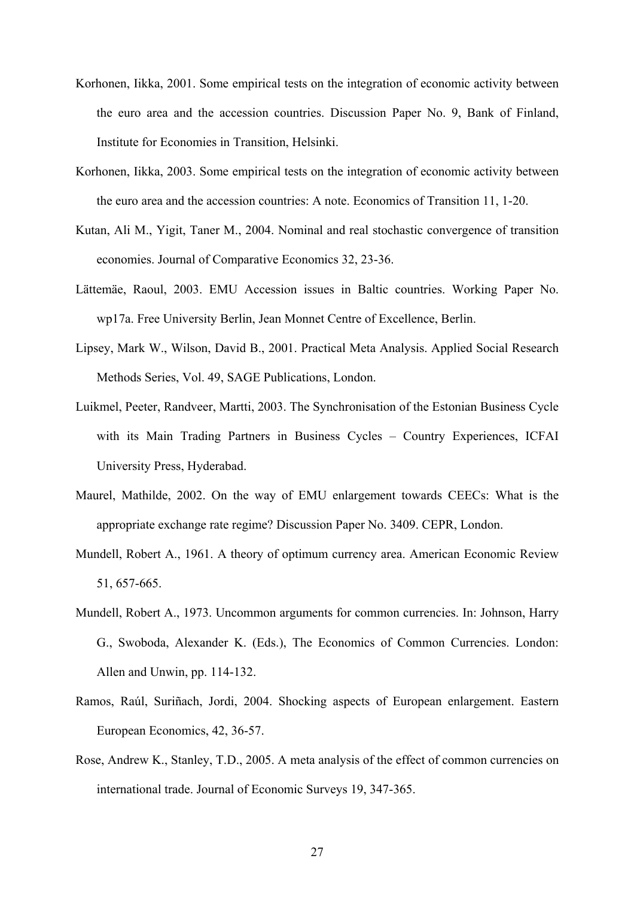Korhonen, Iikka, 2001. Some empirical tests on the integration of economic activity between the euro area and the accession countries. Discussion Paper No. 9, Bank of Finland, Institute for Economies in Transition, Helsinki.

Korhonen, Iikka, 2003. Some empirical tests on the integration of economic activity between the euro area and the accession countries: A note. Economics of Transition 11, 1-20.

Kutan, Ali M., Yigit, Taner M., 2004. Nominal and real stochastic convergence of transition economies. Journal of Comparative Economics 32, 23-36.

Lättemäe, Raoul, 2003. EMU Accession issues in Baltic countries. Working Paper No. wp17a. Free University Berlin, Jean Monnet Centre of Excellence, Berlin.

Lipsey, Mark W., Wilson, David B., 2001. Practical Meta Analysis. Applied Social Research Methods Series, Vol. 49, SAGE Publications, London.

Luikmel, Peeter, Randveer, Martti, 2003. The Synchronisation of the Estonian Business Cycle with its Main Trading Partners in Business Cycles – Country Experiences, ICFAI University Press, Hyderabad.

Maurel, Mathilde, 2002. On the way of EMU enlargement towards CEECs: What is the appropriate exchange rate regime? Discussion Paper No. 3409. CEPR, London.

Mundell, Robert A., 1961. A theory of optimum currency area. American Economic Review 51, 657-665.

Mundell, Robert A., 1973. Uncommon arguments for common currencies. In: Johnson, Harry G., Swoboda, Alexander K. (Eds.), The Economics of Common Currencies. London: Allen and Unwin, pp. 114-132.

Ramos, Raúl, Suriñach, Jordi, 2004. Shocking aspects of European enlargement. Eastern European Economics, 42, 36-57.

Rose, Andrew K., Stanley, T.D., 2005. A meta analysis of the effect of common currencies on international trade. Journal of Economic Surveys 19, 347-365.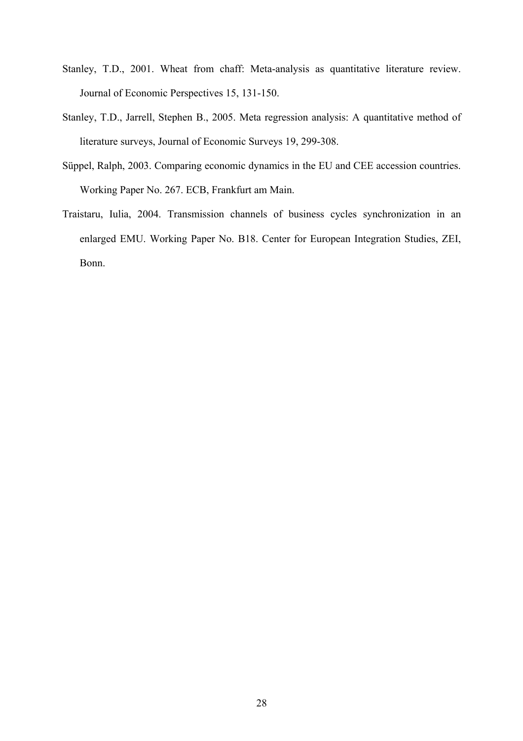Stanley, T.D., 2001. Wheat from chaff: Meta-analysis as quantitative literature review. Journal of Economic Perspectives 15, 131-150.

Stanley, T.D., Jarrell, Stephen B., 2005. Meta regression analysis: A quantitative method of literature surveys, Journal of Economic Surveys 19, 299-308.

Süppel, Ralph, 2003. Comparing economic dynamics in the EU and CEE accession countries. Working Paper No. 267. ECB, Frankfurt am Main.

Traistaru, Iulia, 2004. Transmission channels of business cycles synchronization in an enlarged EMU. Working Paper No. B18. Center for European Integration Studies, ZEI, Bonn.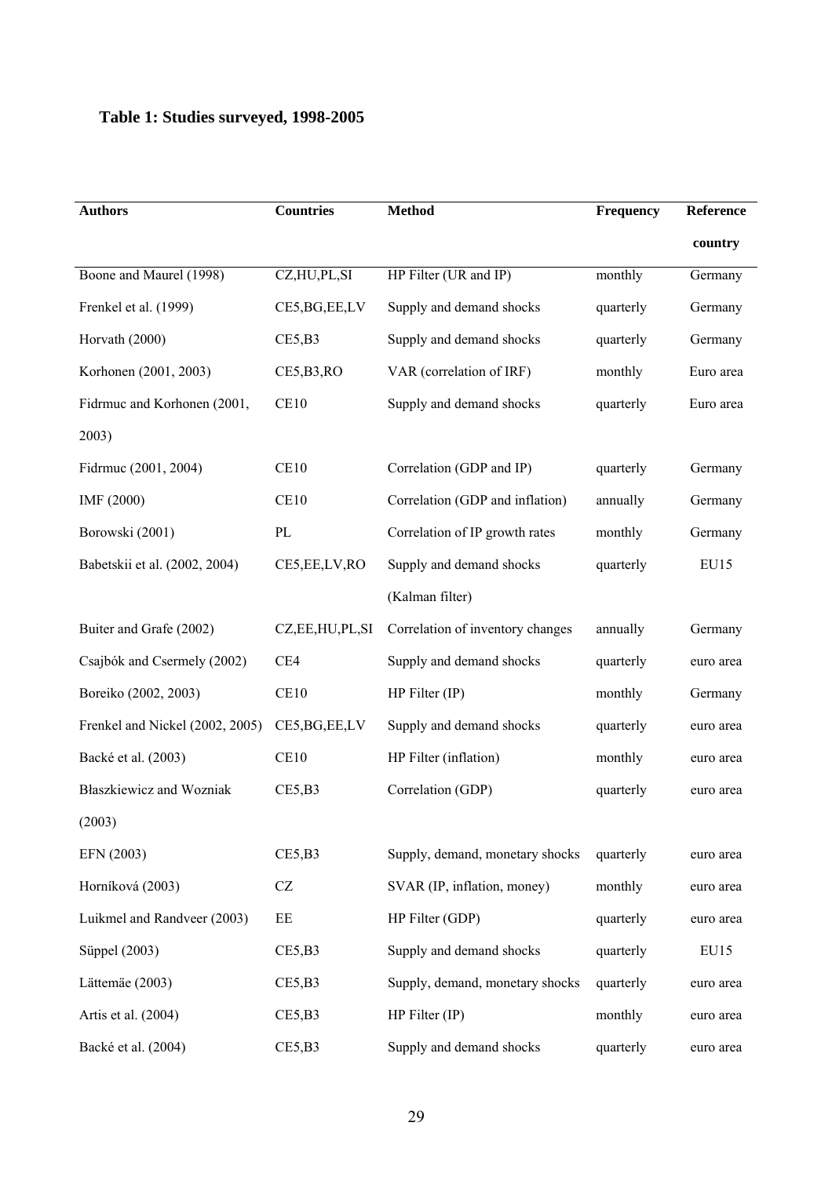**Table 1: Studies surveyed, 1998-2005**

| Authors | Countries | Method | Frequency | Reference country |
|---|---|---|---|---|
| Boone and Maurel (1998) | CZ,HU,PL,SI | HP Filter (UR and IP) | monthly | Germany |
| Frenkel et al. (1999) | CE5,BG,EE,LV | Supply and demand shocks | quarterly | Germany |
| Horvath (2000) | CE5,B3 | Supply and demand shocks | quarterly | Germany |
| Korhonen (2001, 2003) | CE5,B3,RO | VAR (correlation of IRF) | monthly | Euro area |
| Fidrmuc and Korhonen (2001, 2003) | CE10 | Supply and demand shocks | quarterly | Euro area |
| Fidrmuc (2001, 2004) | CE10 | Correlation (GDP and IP) | quarterly | Germany |
| IMF (2000) | CE10 | Correlation (GDP and inflation) | annually | Germany |
| Borowski (2001) | PL | Correlation of IP growth rates | monthly | Germany |
| Babetskii et al. (2002, 2004) | CE5,EE,LV,RO | Supply and demand shocks (Kalman filter) | quarterly | EU15 |
| Buiter and Grafe (2002) | CZ,EE,HU,PL,SI | Correlation of inventory changes | annually | Germany |
| Csajbók and Csermely (2002) | CE4 | Supply and demand shocks | quarterly | euro area |
| Boreiko (2002, 2003) | CE10 | HP Filter (IP) | monthly | Germany |
| Frenkel and Nickel (2002, 2005) | CE5,BG,EE,LV | Supply and demand shocks | quarterly | euro area |
| Backé et al. (2003) | CE10 | HP Filter (inflation) | monthly | euro area |
| Błaszkiewicz and Wozniak (2003) | CE5,B3 | Correlation (GDP) | quarterly | euro area |
| EFN (2003) | CE5,B3 | Supply, demand, monetary shocks | quarterly | euro area |
| Horníková (2003) | CZ | SVAR (IP, inflation, money) | monthly | euro area |
| Luikmel and Randveer (2003) | EE | HP Filter (GDP) | quarterly | euro area |
| Süppel (2003) | CE5,B3 | Supply and demand shocks | quarterly | EU15 |
| Lättemäe (2003) | CE5,B3 | Supply, demand, monetary shocks | quarterly | euro area |
| Artis et al. (2004) | CE5,B3 | HP Filter (IP) | monthly | euro area |
| Backé et al. (2004) | CE5,B3 | Supply and demand shocks | quarterly | euro area |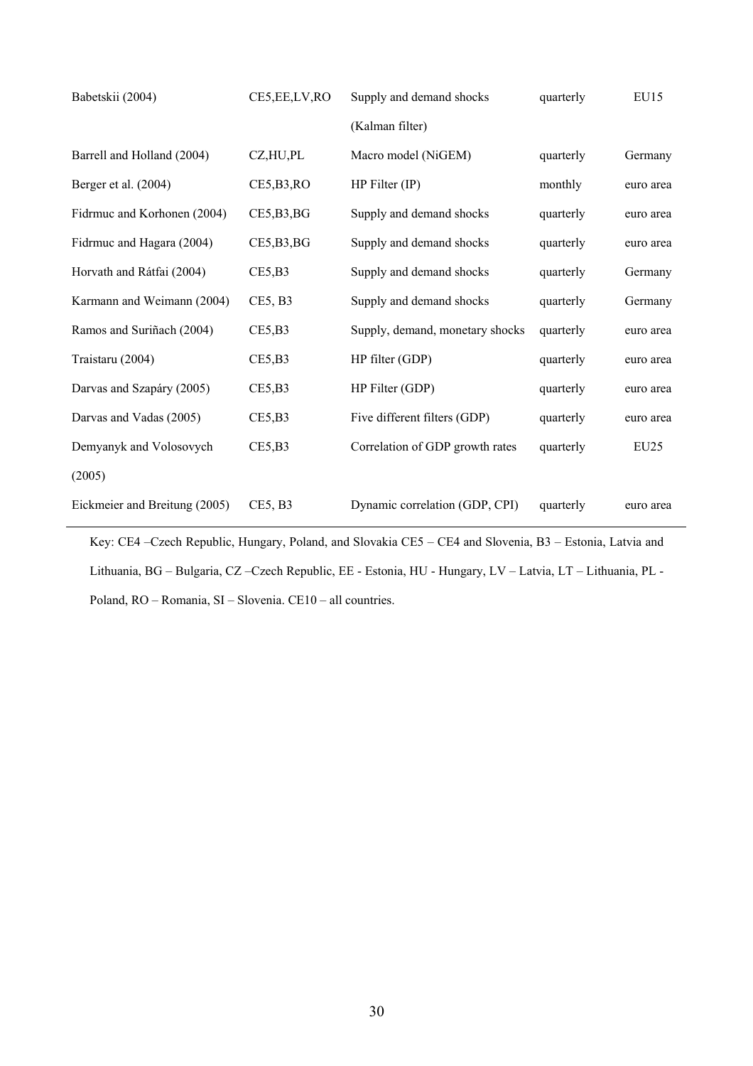| | | | | |
|---|---|---|---|---|
| Babetskii (2004) | CE5,EE,LV,RO | Supply and demand shocks (Kalman filter) | quarterly | EU15 |
| Barrell and Holland (2004) | CZ,HU,PL | Macro model (NiGEM) | quarterly | Germany |
| Berger et al. (2004) | CE5,B3,RO | HP Filter (IP) | monthly | euro area |
| Fidrmuc and Korhonen (2004) | CE5,B3,BG | Supply and demand shocks | quarterly | euro area |
| Fidrmuc and Hagara (2004) | CE5,B3,BG | Supply and demand shocks | quarterly | euro area |
| Horvath and Rátfai (2004) | CE5,B3 | Supply and demand shocks | quarterly | Germany |
| Karmann and Weimann (2004) | CE5, B3 | Supply and demand shocks | quarterly | Germany |
| Ramos and Suriñach (2004) | CE5,B3 | Supply, demand, monetary shocks | quarterly | euro area |
| Traistaru (2004) | CE5,B3 | HP filter (GDP) | quarterly | euro area |
| Darvas and Szapáry (2005) | CE5,B3 | HP Filter (GDP) | quarterly | euro area |
| Darvas and Vadas (2005) | CE5,B3 | Five different filters (GDP) | quarterly | euro area |
| Demyanyk and Volosovych (2005) | CE5,B3 | Correlation of GDP growth rates | quarterly | EU25 |
| Eickmeier and Breitung (2005) | CE5, B3 | Dynamic correlation (GDP, CPI) | quarterly | euro area |

Key: CE4 –Czech Republic, Hungary, Poland, and Slovakia CE5 – CE4 and Slovenia, B3 – Estonia, Latvia and Lithuania, BG – Bulgaria, CZ –Czech Republic, EE - Estonia, HU - Hungary, LV – Latvia, LT – Lithuania, PL - Poland, RO – Romania, SI – Slovenia. CE10 – all countries.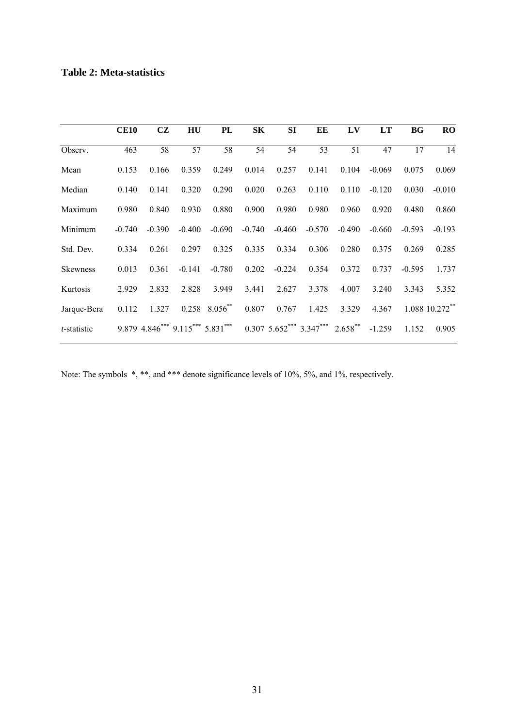**Table 2: Meta-statistics**

|  | **CE10** | **CZ** | **HU** | **PL** | **SK** | **SI** | **EE** | **LV** | **LT** | **BG** | **RO** |
|---|---|---|---|---|---|---|---|---|---|---|---|
| Observ. | 463 | 58 | 57 | 58 | 54 | 54 | 53 | 51 | 47 | 17 | 14 |
| Mean | 0.153 | 0.166 | 0.359 | 0.249 | 0.014 | 0.257 | 0.141 | 0.104 | -0.069 | 0.075 | 0.069 |
| Median | 0.140 | 0.141 | 0.320 | 0.290 | 0.020 | 0.263 | 0.110 | 0.110 | -0.120 | 0.030 | -0.010 |
| Maximum | 0.980 | 0.840 | 0.930 | 0.880 | 0.900 | 0.980 | 0.980 | 0.960 | 0.920 | 0.480 | 0.860 |
| Minimum | -0.740 | -0.390 | -0.400 | -0.690 | -0.740 | -0.460 | -0.570 | -0.490 | -0.660 | -0.593 | -0.193 |
| Std. Dev. | 0.334 | 0.261 | 0.297 | 0.325 | 0.335 | 0.334 | 0.306 | 0.280 | 0.375 | 0.269 | 0.285 |
| Skewness | 0.013 | 0.361 | -0.141 | -0.780 | 0.202 | -0.224 | 0.354 | 0.372 | 0.737 | -0.595 | 1.737 |
| Kurtosis | 2.929 | 2.832 | 2.828 | 3.949 | 3.441 | 2.627 | 3.378 | 4.007 | 3.240 | 3.343 | 5.352 |
| Jarque-Bera | 0.112 | 1.327 | 0.258 | 8.056** | 0.807 | 0.767 | 1.425 | 3.329 | 4.367 | 1.088 | 10.272** |
| *t*-statistic | 9.879 | 4.846*** | 9.115*** | 5.831*** | 0.307 | 5.652*** | 3.347*** | 2.658** | -1.259 | 1.152 | 0.905 |

Note: The symbols *, **, and *** denote significance levels of 10%, 5%, and 1%, respectively.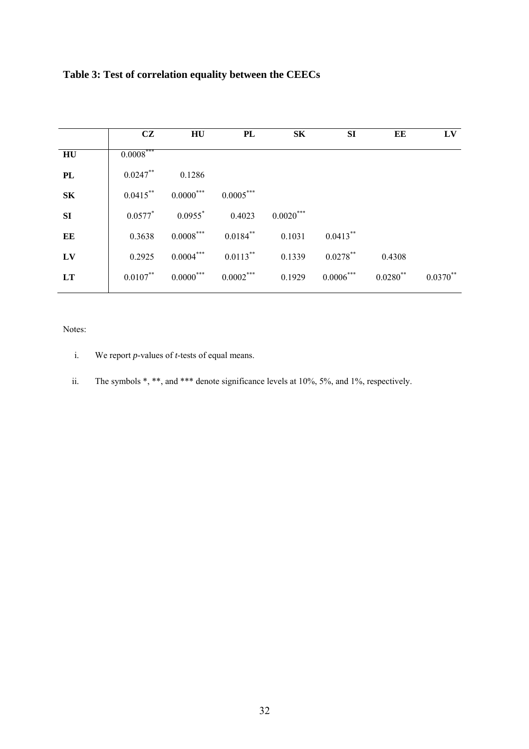**Table 3: Test of correlation equality between the CEECs**

| | CZ | HU | PL | SK | SI | EE | LV |
|---|---|---|---|---|---|---|---|
| **HU** | 0.0008*** | | | | | | |
| **PL** | 0.0247** | 0.1286 | | | | | |
| **SK** | 0.0415** | 0.0000*** | 0.0005*** | | | | |
| **SI** | 0.0577* | 0.0955* | 0.4023 | 0.0020*** | | | |
| **EE** | 0.3638 | 0.0008*** | 0.0184** | 0.1031 | 0.0413** | | |
| **LV** | 0.2925 | 0.0004*** | 0.0113** | 0.1339 | 0.0278** | 0.4308 | |
| **LT** | 0.0107** | 0.0000*** | 0.0002*** | 0.1929 | 0.0006*** | 0.0280** | 0.0370** |

Notes:

i. We report *p*-values of *t*-tests of equal means.

ii. The symbols *, **, and *** denote significance levels at 10%, 5%, and 1%, respectively.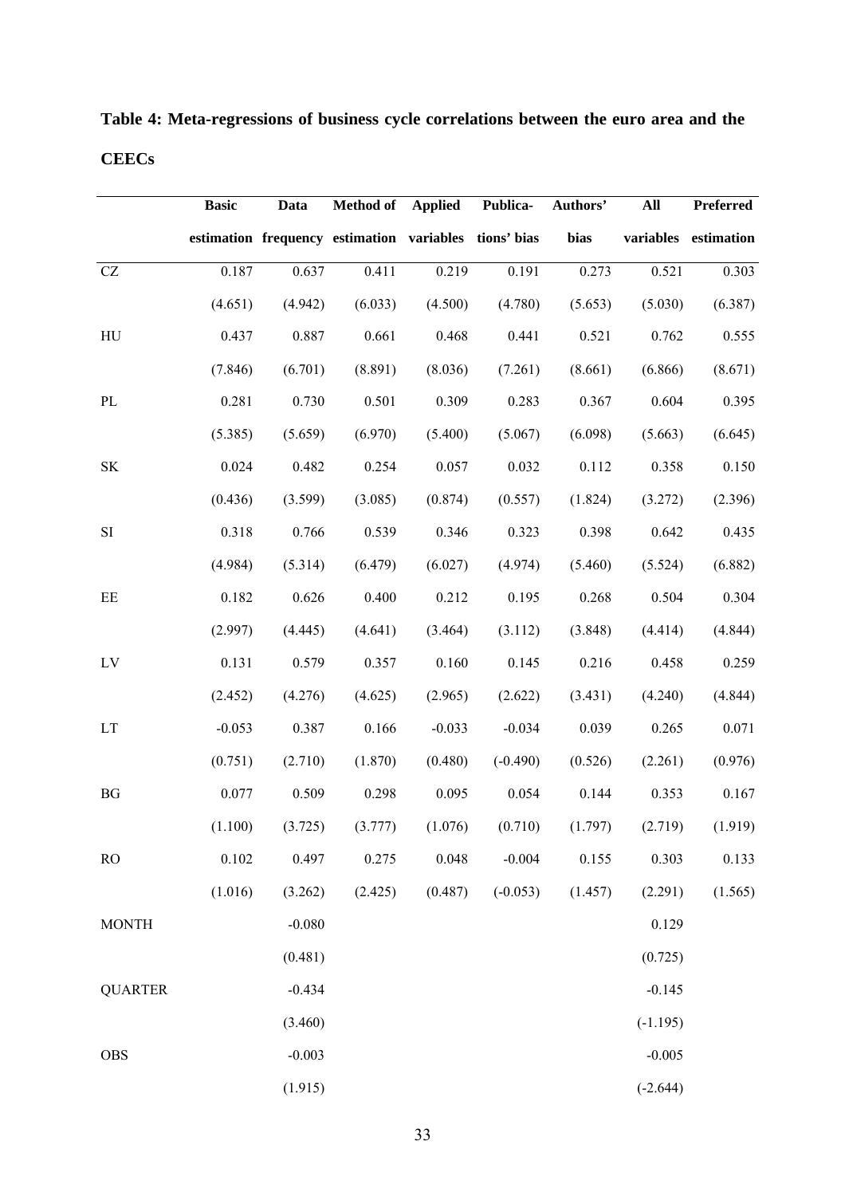**Table 4: Meta-regressions of business cycle correlations between the euro area and the CEECs**

| | Basic estimation | Data frequency | Method of estimation | Applied variables | Publications' bias | Authors' bias | All variables | Preferred estimation |
|---|---|---|---|---|---|---|---|---|
| CZ | 0.187 | 0.637 | 0.411 | 0.219 | 0.191 | 0.273 | 0.521 | 0.303 |
| | (4.651) | (4.942) | (6.033) | (4.500) | (4.780) | (5.653) | (5.030) | (6.387) |
| HU | 0.437 | 0.887 | 0.661 | 0.468 | 0.441 | 0.521 | 0.762 | 0.555 |
| | (7.846) | (6.701) | (8.891) | (8.036) | (7.261) | (8.661) | (6.866) | (8.671) |
| PL | 0.281 | 0.730 | 0.501 | 0.309 | 0.283 | 0.367 | 0.604 | 0.395 |
| | (5.385) | (5.659) | (6.970) | (5.400) | (5.067) | (6.098) | (5.663) | (6.645) |
| SK | 0.024 | 0.482 | 0.254 | 0.057 | 0.032 | 0.112 | 0.358 | 0.150 |
| | (0.436) | (3.599) | (3.085) | (0.874) | (0.557) | (1.824) | (3.272) | (2.396) |
| SI | 0.318 | 0.766 | 0.539 | 0.346 | 0.323 | 0.398 | 0.642 | 0.435 |
| | (4.984) | (5.314) | (6.479) | (6.027) | (4.974) | (5.460) | (5.524) | (6.882) |
| EE | 0.182 | 0.626 | 0.400 | 0.212 | 0.195 | 0.268 | 0.504 | 0.304 |
| | (2.997) | (4.445) | (4.641) | (3.464) | (3.112) | (3.848) | (4.414) | (4.844) |
| LV | 0.131 | 0.579 | 0.357 | 0.160 | 0.145 | 0.216 | 0.458 | 0.259 |
| | (2.452) | (4.276) | (4.625) | (2.965) | (2.622) | (3.431) | (4.240) | (4.844) |
| LT | -0.053 | 0.387 | 0.166 | -0.033 | -0.034 | 0.039 | 0.265 | 0.071 |
| | (0.751) | (2.710) | (1.870) | (0.480) | (-0.490) | (0.526) | (2.261) | (0.976) |
| BG | 0.077 | 0.509 | 0.298 | 0.095 | 0.054 | 0.144 | 0.353 | 0.167 |
| | (1.100) | (3.725) | (3.777) | (1.076) | (0.710) | (1.797) | (2.719) | (1.919) |
| RO | 0.102 | 0.497 | 0.275 | 0.048 | -0.004 | 0.155 | 0.303 | 0.133 |
| | (1.016) | (3.262) | (2.425) | (0.487) | (-0.053) | (1.457) | (2.291) | (1.565) |
| MONTH | | -0.080 | | | | | 0.129 | |
| | | (0.481) | | | | | (0.725) | |
| QUARTER | | -0.434 | | | | | -0.145 | |
| | | (3.460) | | | | | (-1.195) | |
| OBS | | -0.003 | | | | | -0.005 | |
| | | (1.915) | | | | | (-2.644) | |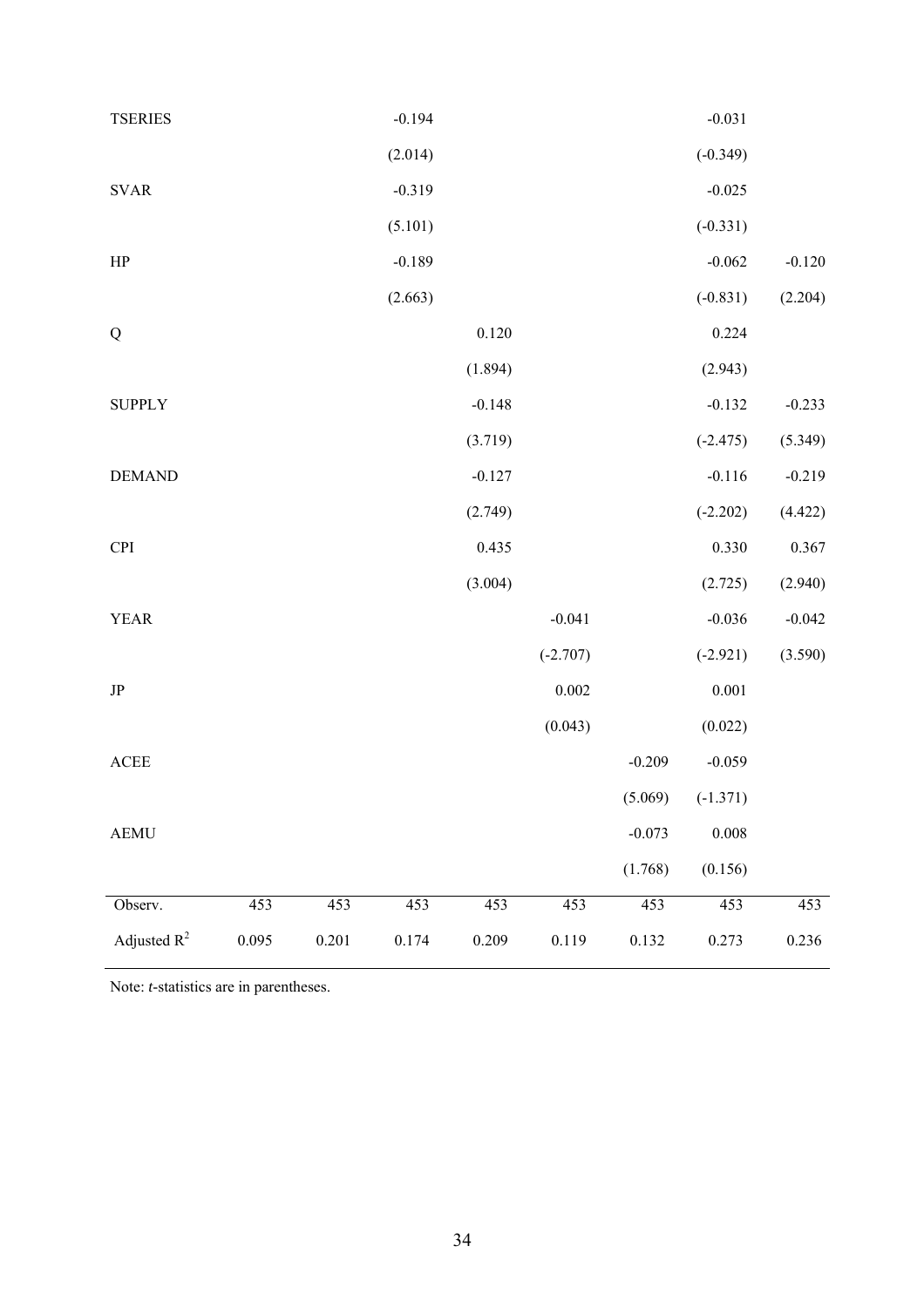| | | | | | | | | |
|---|---|---|---|---|---|---|---|---|
| TSERIES | | | -0.194 | | | | -0.031 | |
| | | | (2.014) | | | | (-0.349) | |
| SVAR | | | -0.319 | | | | -0.025 | |
| | | | (5.101) | | | | (-0.331) | |
| HP | | | -0.189 | | | | -0.062 | -0.120 |
| | | | (2.663) | | | | (-0.831) | (2.204) |
| Q | | | | 0.120 | | | 0.224 | |
| | | | | (1.894) | | | (2.943) | |
| SUPPLY | | | | -0.148 | | | -0.132 | -0.233 |
| | | | | (3.719) | | | (-2.475) | (5.349) |
| DEMAND | | | | -0.127 | | | -0.116 | -0.219 |
| | | | | (2.749) | | | (-2.202) | (4.422) |
| CPI | | | | 0.435 | | | 0.330 | 0.367 |
| | | | | (3.004) | | | (2.725) | (2.940) |
| YEAR | | | | | -0.041 | | -0.036 | -0.042 |
| | | | | | (-2.707) | | (-2.921) | (3.590) |
| JP | | | | | 0.002 | | 0.001 | |
| | | | | | (0.043) | | (0.022) | |
| ACEE | | | | | | -0.209 | -0.059 | |
| | | | | | | (5.069) | (-1.371) | |
| AEMU | | | | | | -0.073 | 0.008 | |
| | | | | | | (1.768) | (0.156) | |
| Observ. | 453 | 453 | 453 | 453 | 453 | 453 | 453 | 453 |
| Adjusted $R^2$ | 0.095 | 0.201 | 0.174 | 0.209 | 0.119 | 0.132 | 0.273 | 0.236 |

Note: *t*-statistics are in parentheses.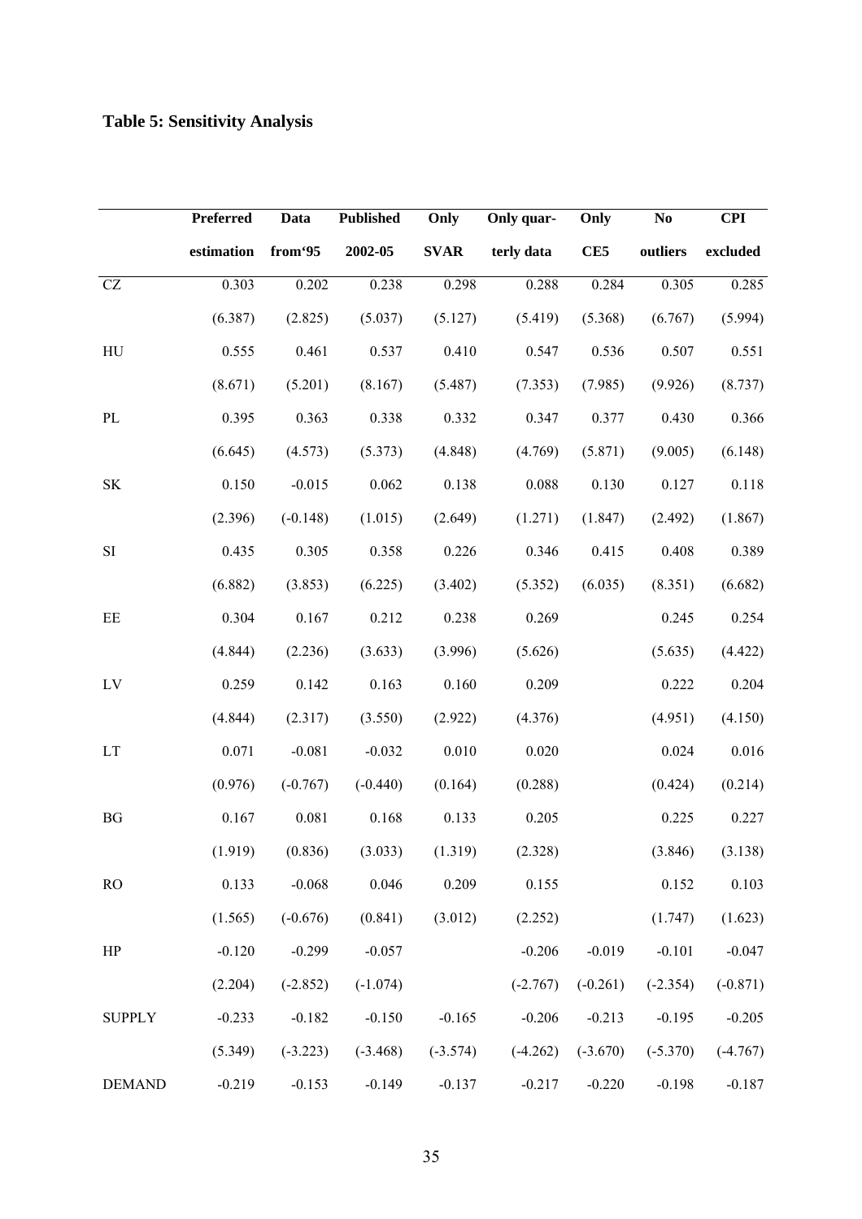## Table 5: Sensitivity Analysis

| | Preferred estimation | Data from'95 | Published 2002-05 | Only SVAR | Only quarterly data | Only CE5 | No outliers | CPI excluded |
|---|---|---|---|---|---|---|---|---|
| CZ | 0.303 | 0.202 | 0.238 | 0.298 | 0.288 | 0.284 | 0.305 | 0.285 |
| | (6.387) | (2.825) | (5.037) | (5.127) | (5.419) | (5.368) | (6.767) | (5.994) |
| HU | 0.555 | 0.461 | 0.537 | 0.410 | 0.547 | 0.536 | 0.507 | 0.551 |
| | (8.671) | (5.201) | (8.167) | (5.487) | (7.353) | (7.985) | (9.926) | (8.737) |
| PL | 0.395 | 0.363 | 0.338 | 0.332 | 0.347 | 0.377 | 0.430 | 0.366 |
| | (6.645) | (4.573) | (5.373) | (4.848) | (4.769) | (5.871) | (9.005) | (6.148) |
| SK | 0.150 | -0.015 | 0.062 | 0.138 | 0.088 | 0.130 | 0.127 | 0.118 |
| | (2.396) | (-0.148) | (1.015) | (2.649) | (1.271) | (1.847) | (2.492) | (1.867) |
| SI | 0.435 | 0.305 | 0.358 | 0.226 | 0.346 | 0.415 | 0.408 | 0.389 |
| | (6.882) | (3.853) | (6.225) | (3.402) | (5.352) | (6.035) | (8.351) | (6.682) |
| EE | 0.304 | 0.167 | 0.212 | 0.238 | 0.269 | | 0.245 | 0.254 |
| | (4.844) | (2.236) | (3.633) | (3.996) | (5.626) | | (5.635) | (4.422) |
| LV | 0.259 | 0.142 | 0.163 | 0.160 | 0.209 | | 0.222 | 0.204 |
| | (4.844) | (2.317) | (3.550) | (2.922) | (4.376) | | (4.951) | (4.150) |
| LT | 0.071 | -0.081 | -0.032 | 0.010 | 0.020 | | 0.024 | 0.016 |
| | (0.976) | (-0.767) | (-0.440) | (0.164) | (0.288) | | (0.424) | (0.214) |
| BG | 0.167 | 0.081 | 0.168 | 0.133 | 0.205 | | 0.225 | 0.227 |
| | (1.919) | (0.836) | (3.033) | (1.319) | (2.328) | | (3.846) | (3.138) |
| RO | 0.133 | -0.068 | 0.046 | 0.209 | 0.155 | | 0.152 | 0.103 |
| | (1.565) | (-0.676) | (0.841) | (3.012) | (2.252) | | (1.747) | (1.623) |
| HP | -0.120 | -0.299 | -0.057 | | -0.206 | -0.019 | -0.101 | -0.047 |
| | (2.204) | (-2.852) | (-1.074) | | (-2.767) | (-0.261) | (-2.354) | (-0.871) |
| SUPPLY | -0.233 | -0.182 | -0.150 | -0.165 | -0.206 | -0.213 | -0.195 | -0.205 |
| | (5.349) | (-3.223) | (-3.468) | (-3.574) | (-4.262) | (-3.670) | (-5.370) | (-4.767) |
| DEMAND | -0.219 | -0.153 | -0.149 | -0.137 | -0.217 | -0.220 | -0.198 | -0.187 |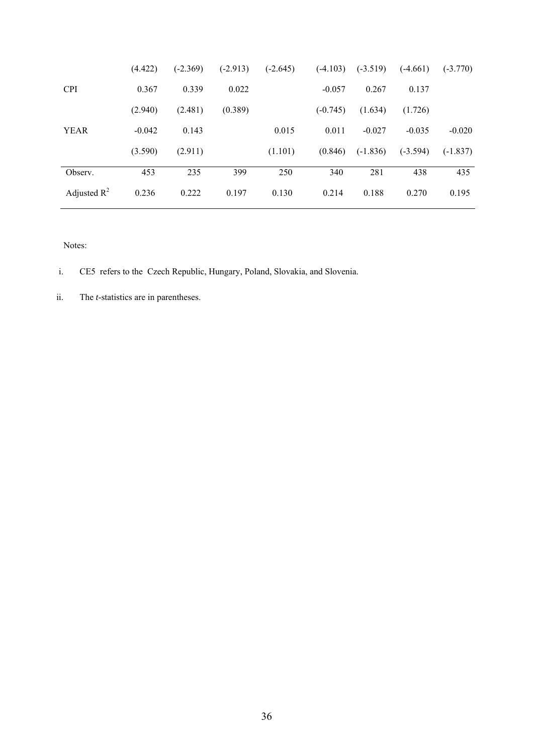| | | | | | | | | |
|---|---|---|---|---|---|---|---|---|
| | (4.422) | (-2.369) | (-2.913) | (-2.645) | (-4.103) | (-3.519) | (-4.661) | (-3.770) |
| CPI | 0.367 | 0.339 | 0.022 | | -0.057 | 0.267 | 0.137 | |
| | (2.940) | (2.481) | (0.389) | | (-0.745) | (1.634) | (1.726) | |
| YEAR | -0.042 | 0.143 | | 0.015 | 0.011 | -0.027 | -0.035 | -0.020 |
| | (3.590) | (2.911) | | (1.101) | (0.846) | (-1.836) | (-3.594) | (-1.837) |
| Observ. | 453 | 235 | 399 | 250 | 340 | 281 | 438 | 435 |
| Adjusted $R^2$ | 0.236 | 0.222 | 0.197 | 0.130 | 0.214 | 0.188 | 0.270 | 0.195 |

Notes:

i. CE5 refers to the Czech Republic, Hungary, Poland, Slovakia, and Slovenia.

ii. The *t*-statistics are in parentheses.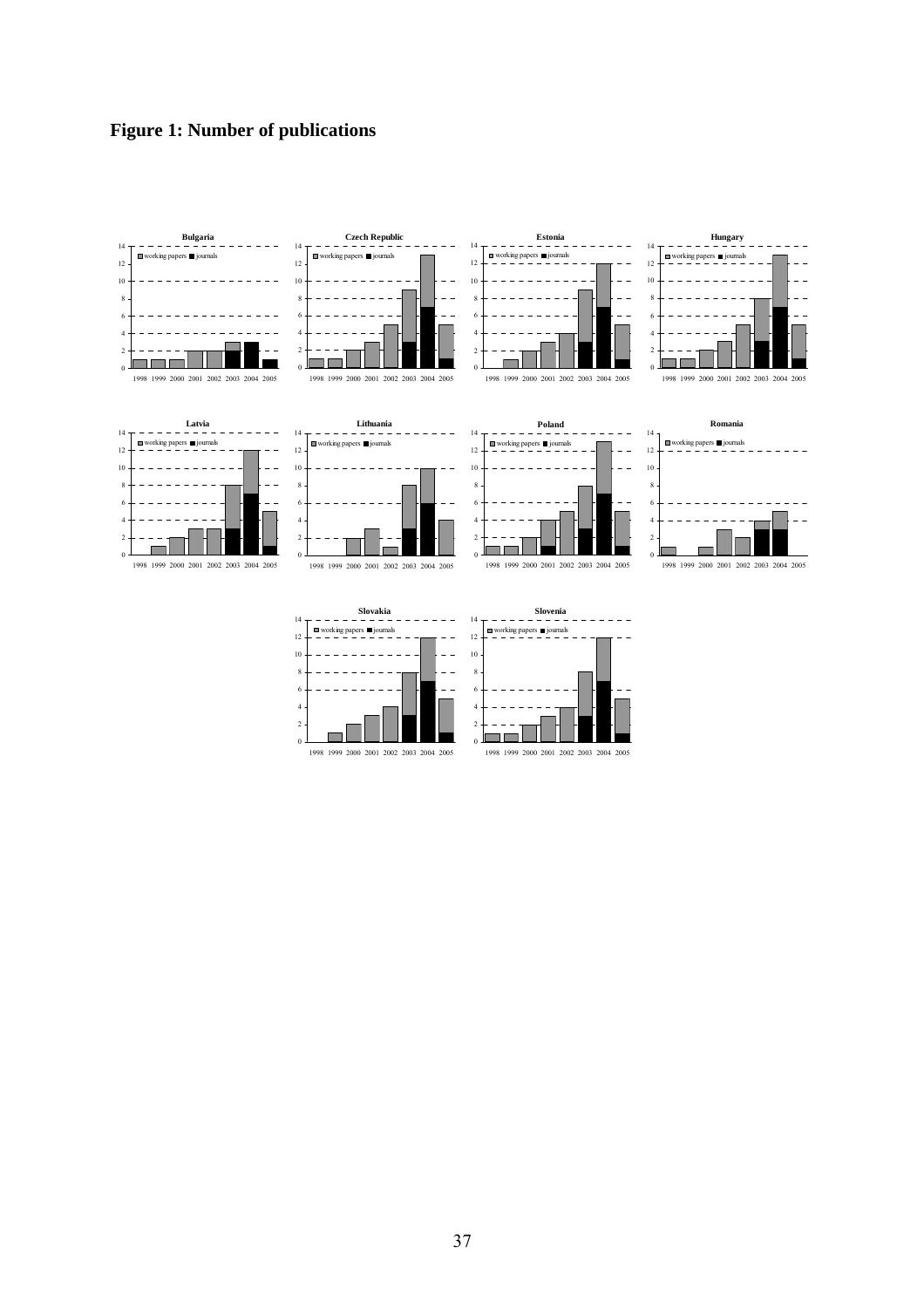**Figure 1: Number of publications**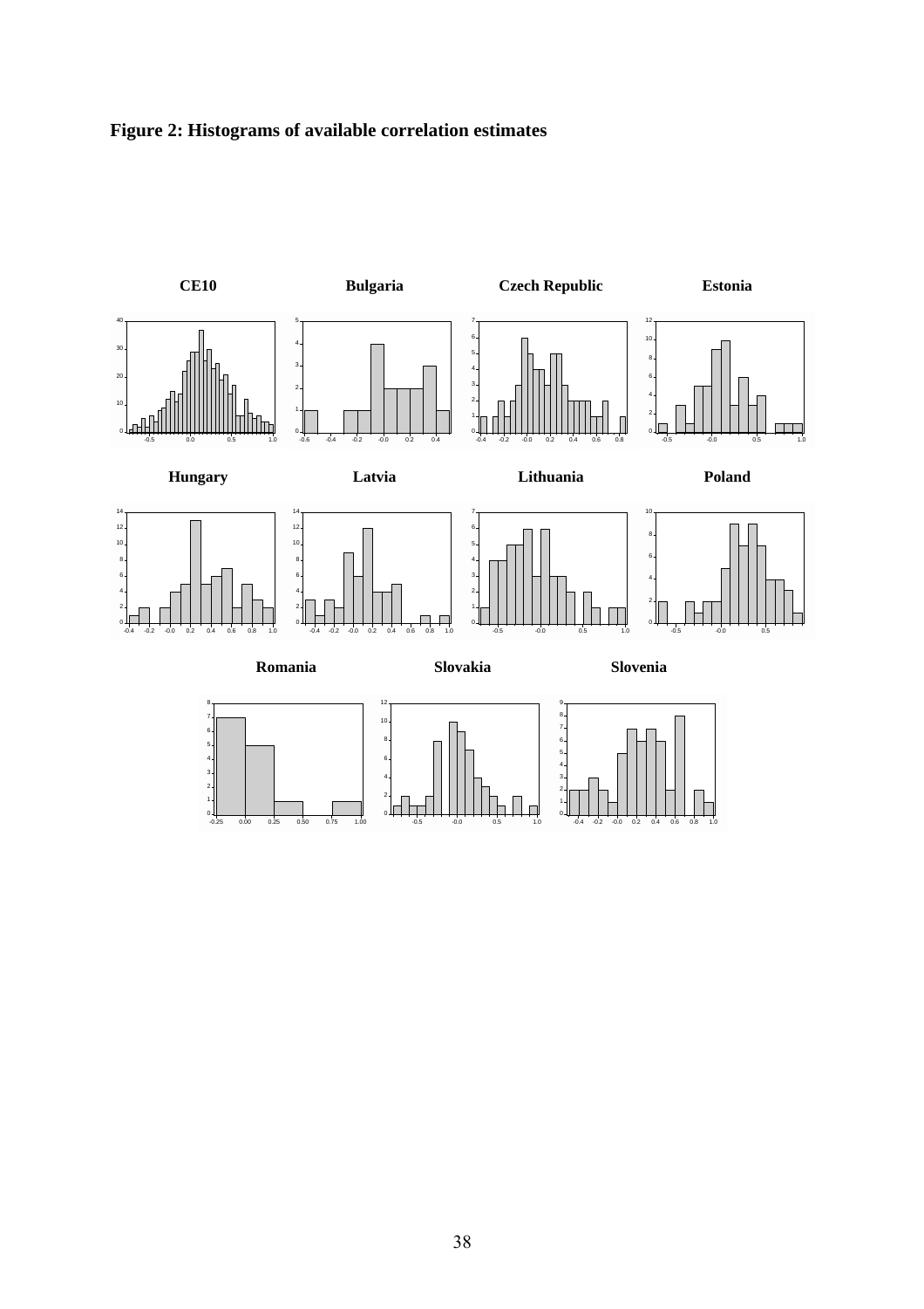**Figure 2: Histograms of available correlation estimates**

CE10

Bulgaria

Czech Republic

Estonia

Hungary

Latvia

Lithuania

Poland

Romania

Slovakia

Slovenia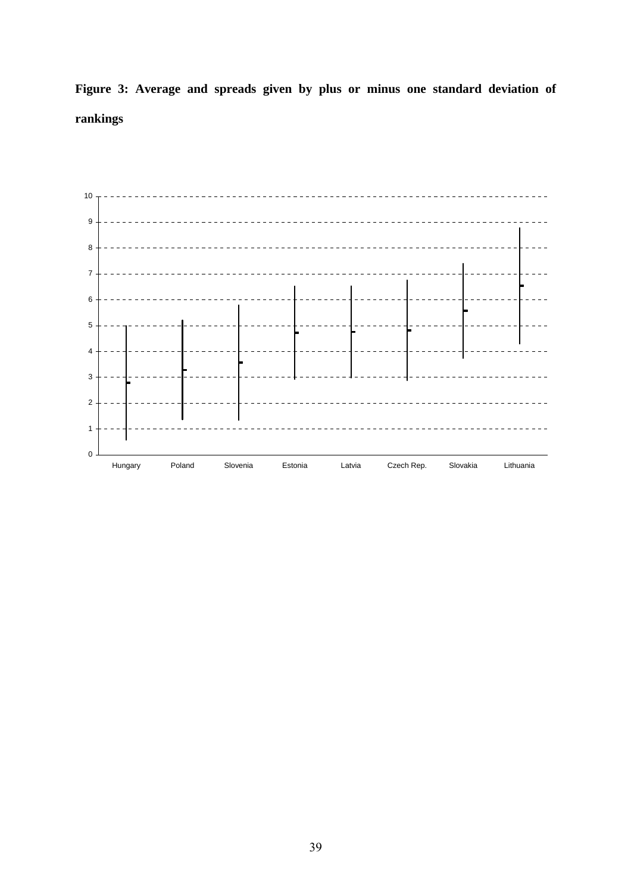**Figure 3: Average and spreads given by plus or minus one standard deviation of rankings**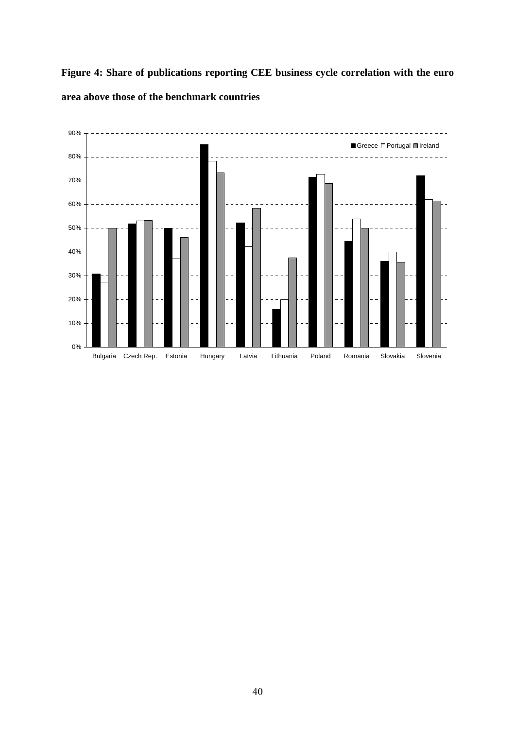**Figure 4: Share of publications reporting CEE business cycle correlation with the euro area above those of the benchmark countries**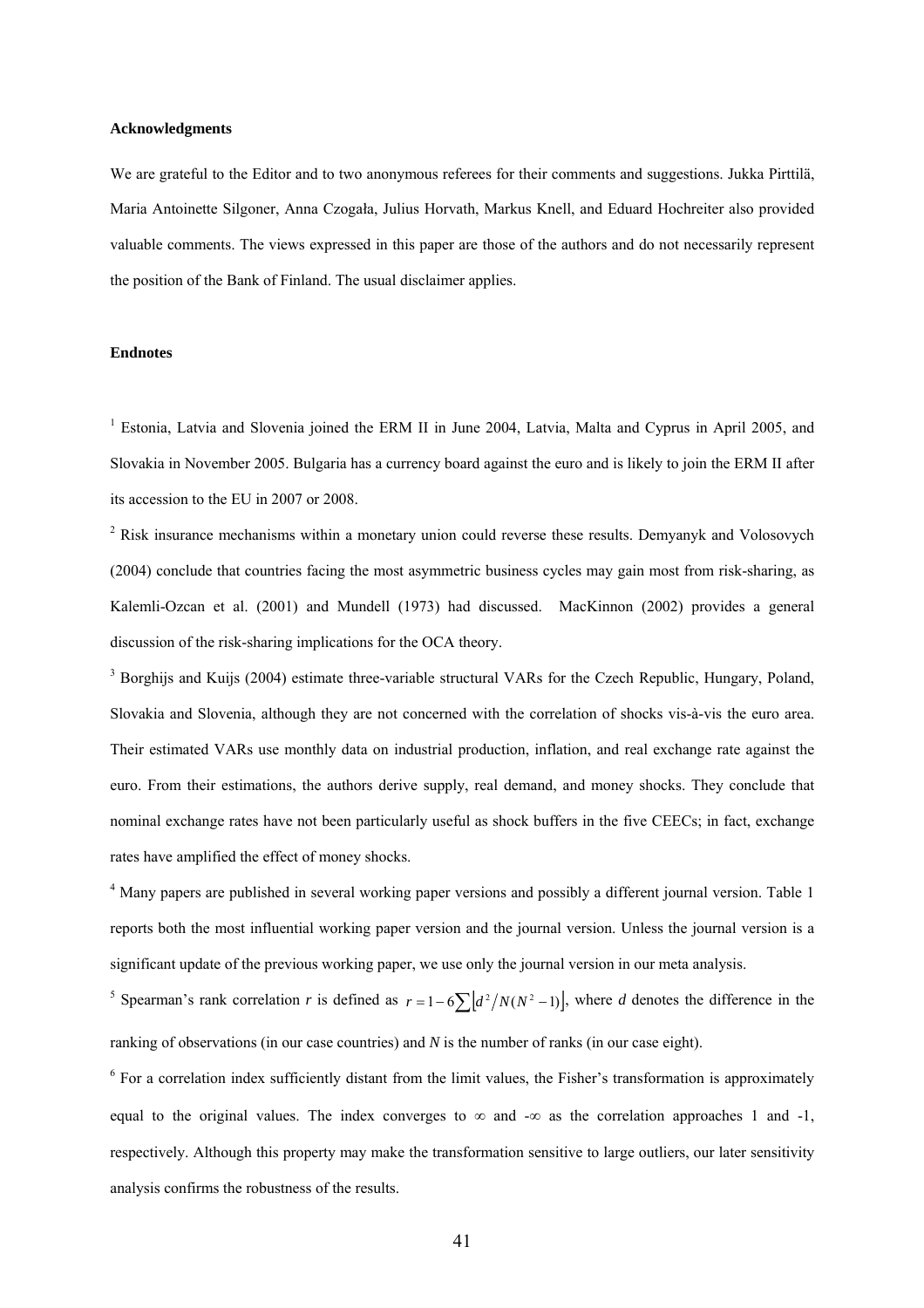**Acknowledgments**

We are grateful to the Editor and to two anonymous referees for their comments and suggestions. Jukka Pirttilä, Maria Antoinette Silgoner, Anna Czogała, Julius Horvath, Markus Knell, and Eduard Hochreiter also provided valuable comments. The views expressed in this paper are those of the authors and do not necessarily represent the position of the Bank of Finland. The usual disclaimer applies.

**Endnotes**

[1] Estonia, Latvia and Slovenia joined the ERM II in June 2004, Latvia, Malta and Cyprus in April 2005, and Slovakia in November 2005. Bulgaria has a currency board against the euro and is likely to join the ERM II after its accession to the EU in 2007 or 2008.

[2] Risk insurance mechanisms within a monetary union could reverse these results. Demyanyk and Volosovych (2004) conclude that countries facing the most asymmetric business cycles may gain most from risk-sharing, as Kalemli-Ozcan et al. (2001) and Mundell (1973) had discussed. MacKinnon (2002) provides a general discussion of the risk-sharing implications for the OCA theory.

[3] Borghijs and Kuijs (2004) estimate three-variable structural VARs for the Czech Republic, Hungary, Poland, Slovakia and Slovenia, although they are not concerned with the correlation of shocks vis-à-vis the euro area. Their estimated VARs use monthly data on industrial production, inflation, and real exchange rate against the euro. From their estimations, the authors derive supply, real demand, and money shocks. They conclude that nominal exchange rates have not been particularly useful as shock buffers in the five CEECs; in fact, exchange rates have amplified the effect of money shocks.

[4] Many papers are published in several working paper versions and possibly a different journal version. Table 1 reports both the most influential working paper version and the journal version. Unless the journal version is a significant update of the previous working paper, we use only the journal version in our meta analysis.

[5] Spearman's rank correlation *r* is defined as $r = 1 - 6\sum\left[d^2/N(N^2-1)\right]$, where *d* denotes the difference in the ranking of observations (in our case countries) and *N* is the number of ranks (in our case eight).

[6] For a correlation index sufficiently distant from the limit values, the Fisher's transformation is approximately equal to the original values. The index converges to $\infty$ and $-\infty$ as the correlation approaches 1 and -1, respectively. Although this property may make the transformation sensitive to large outliers, our later sensitivity analysis confirms the robustness of the results.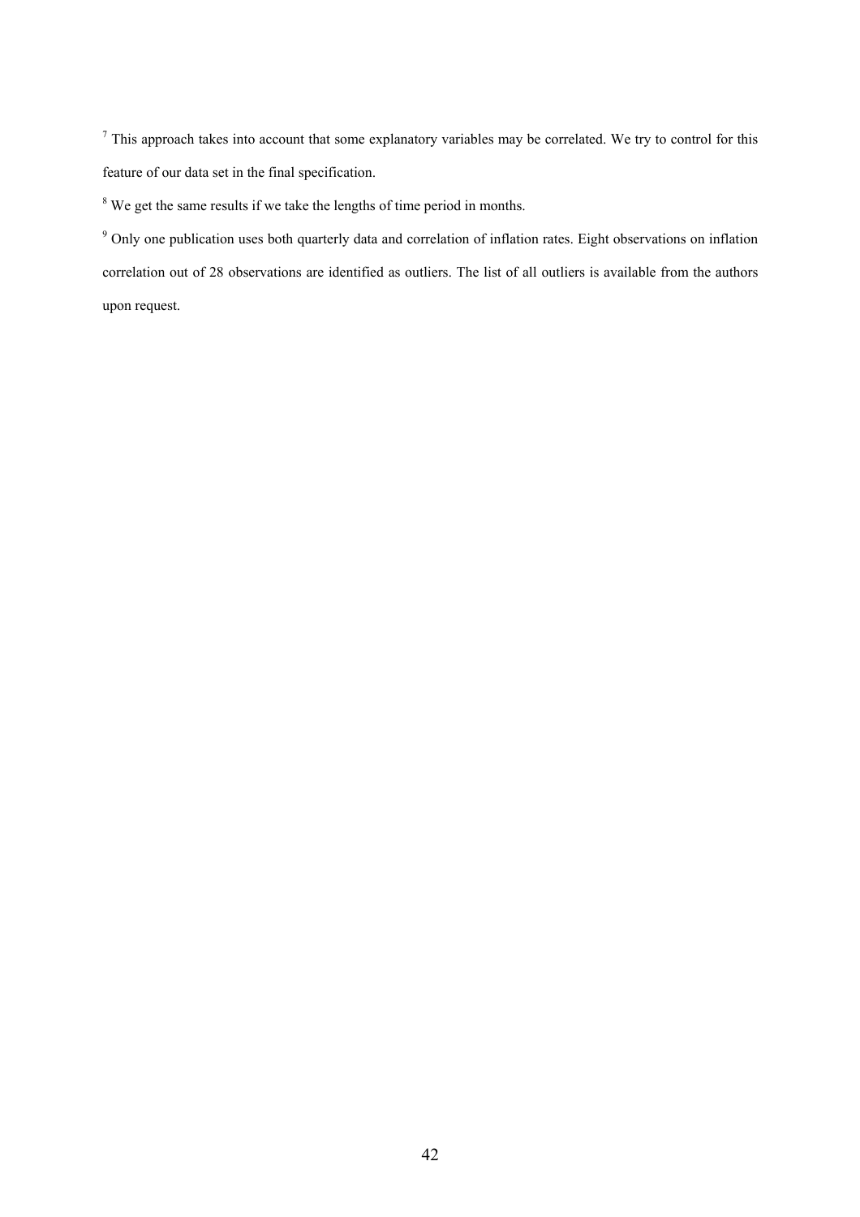[7] This approach takes into account that some explanatory variables may be correlated. We try to control for this feature of our data set in the final specification.

[8] We get the same results if we take the lengths of time period in months.

[9] Only one publication uses both quarterly data and correlation of inflation rates. Eight observations on inflation correlation out of 28 observations are identified as outliers. The list of all outliers is available from the authors upon request.